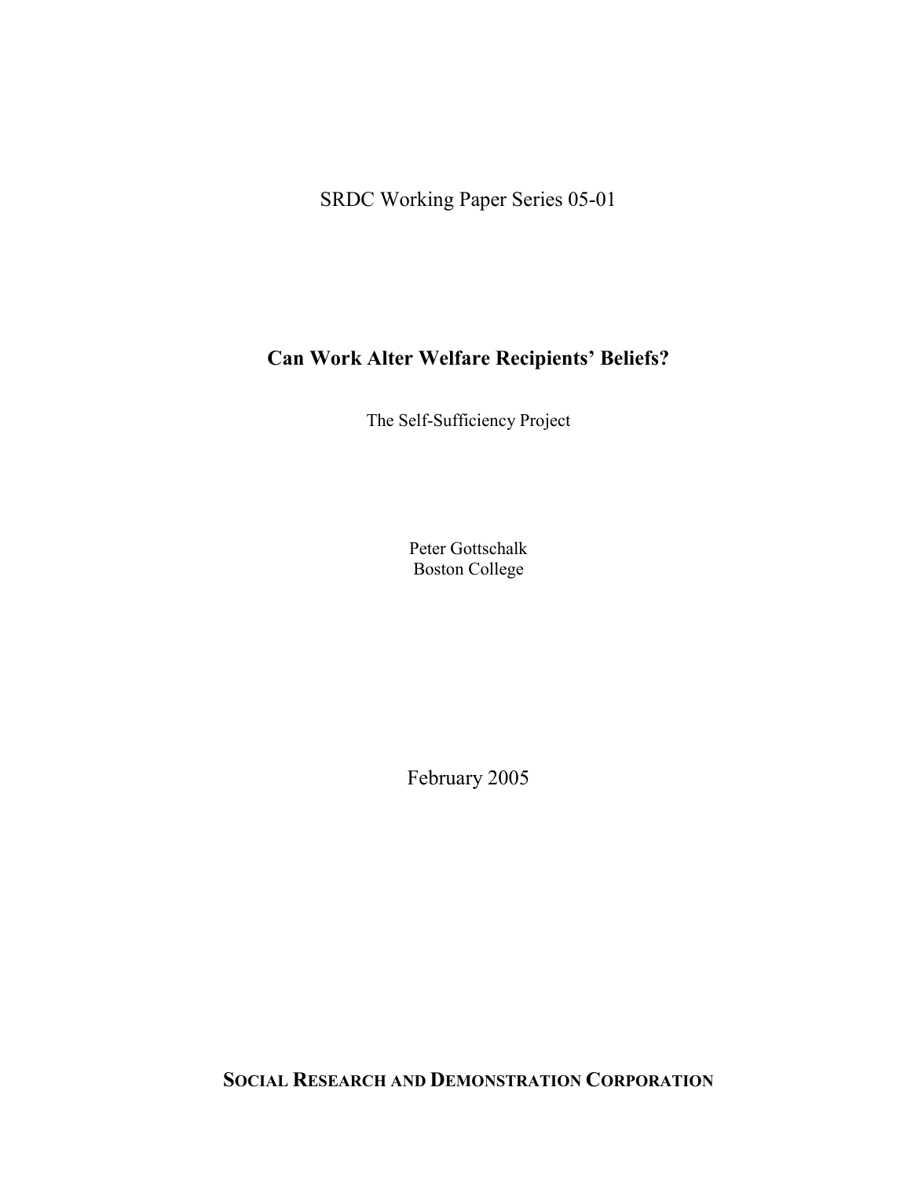SRDC Working Paper Series 05-01

# Can Work Alter Welfare Recipients' Beliefs?

The Self-Sufficiency Project

Peter Gottschalk
Boston College

February 2005

**SOCIAL RESEARCH AND DEMONSTRATION CORPORATION**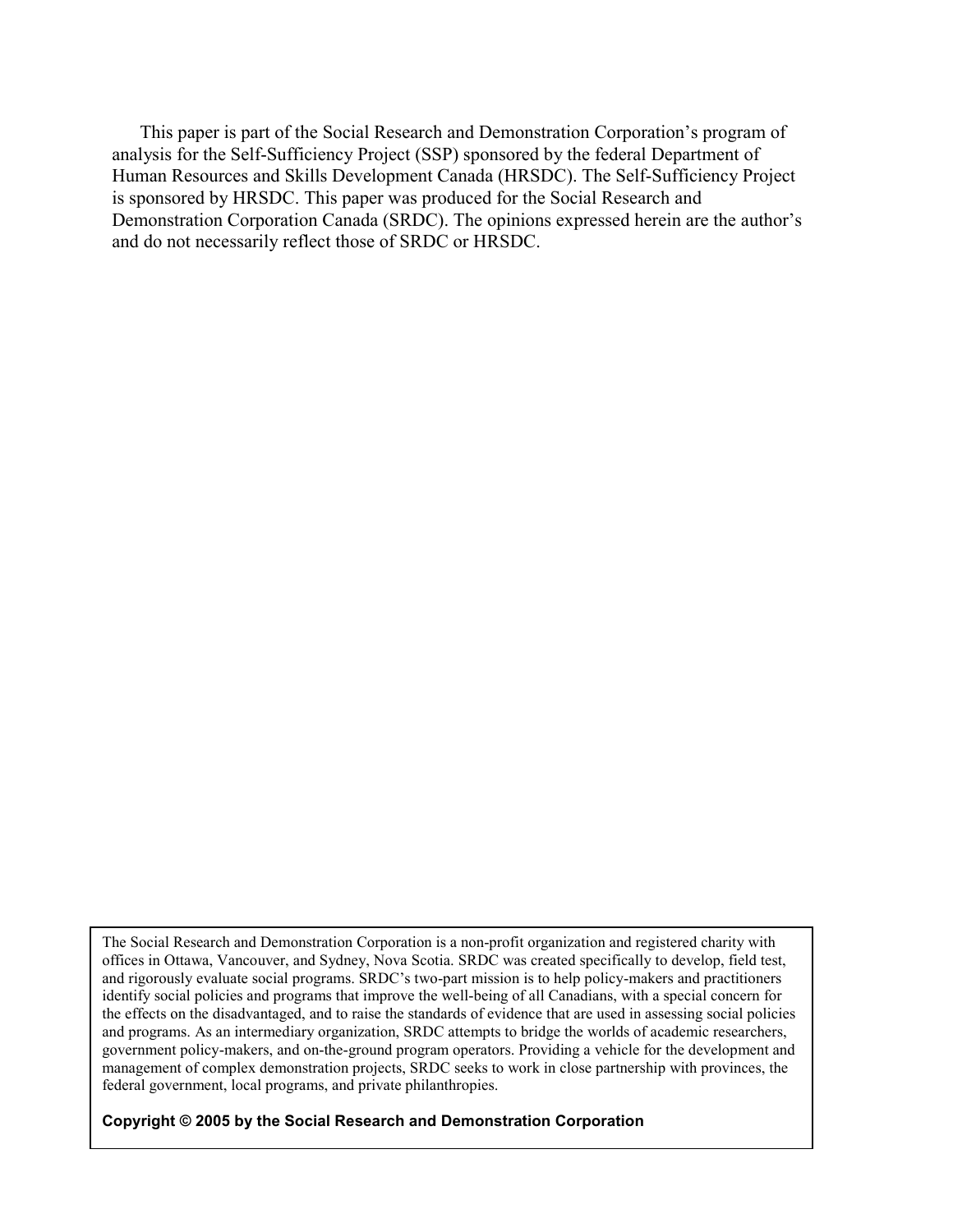This paper is part of the Social Research and Demonstration Corporation's program of analysis for the Self-Sufficiency Project (SSP) sponsored by the federal Department of Human Resources and Skills Development Canada (HRSDC). The Self-Sufficiency Project is sponsored by HRSDC. This paper was produced for the Social Research and Demonstration Corporation Canada (SRDC). The opinions expressed herein are the author's and do not necessarily reflect those of SRDC or HRSDC.

The Social Research and Demonstration Corporation is a non-profit organization and registered charity with offices in Ottawa, Vancouver, and Sydney, Nova Scotia. SRDC was created specifically to develop, field test, and rigorously evaluate social programs. SRDC's two-part mission is to help policy-makers and practitioners identify social policies and programs that improve the well-being of all Canadians, with a special concern for the effects on the disadvantaged, and to raise the standards of evidence that are used in assessing social policies and programs. As an intermediary organization, SRDC attempts to bridge the worlds of academic researchers, government policy-makers, and on-the-ground program operators. Providing a vehicle for the development and management of complex demonstration projects, SRDC seeks to work in close partnership with provinces, the federal government, local programs, and private philanthropies.

**Copyright © 2005 by the Social Research and Demonstration Corporation**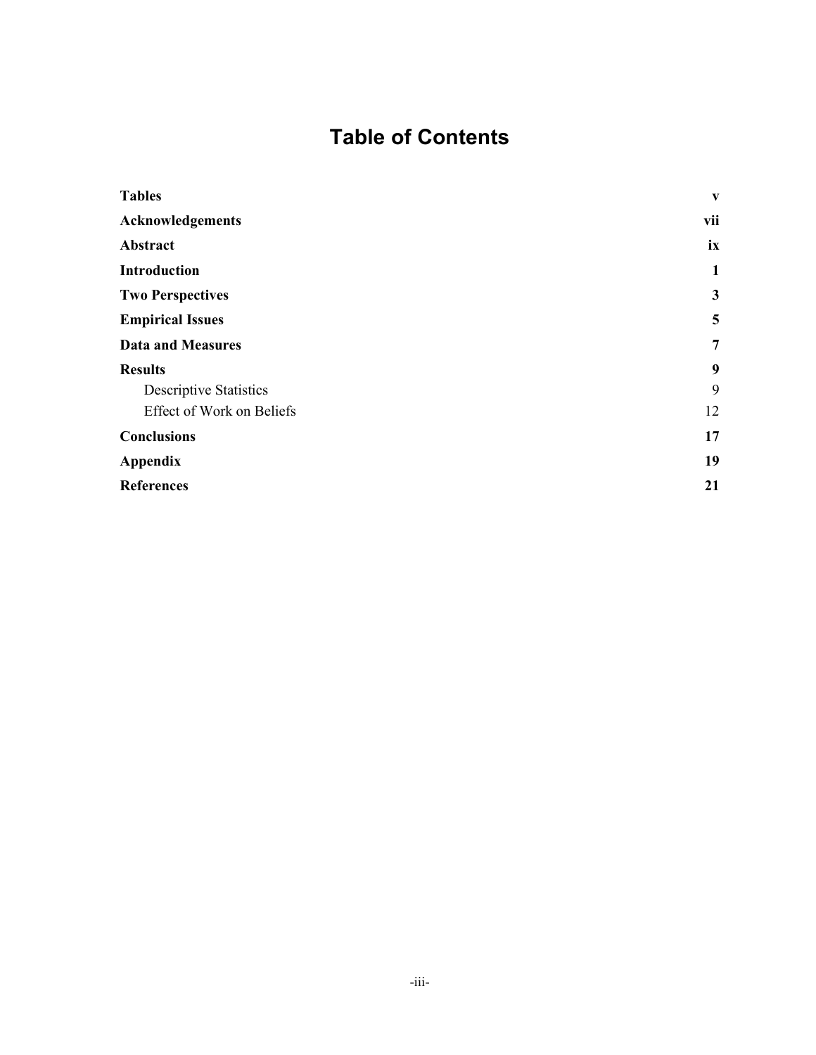# Table of Contents

| | |
|---|---|
| **Tables** | **v** |
| **Acknowledgements** | **vii** |
| **Abstract** | **ix** |
| **Introduction** | **1** |
| **Two Perspectives** | **3** |
| **Empirical Issues** | **5** |
| **Data and Measures** | **7** |
| **Results** | **9** |
| Descriptive Statistics | 9 |
| Effect of Work on Beliefs | 12 |
| **Conclusions** | **17** |
| **Appendix** | **19** |
| **References** | **21** |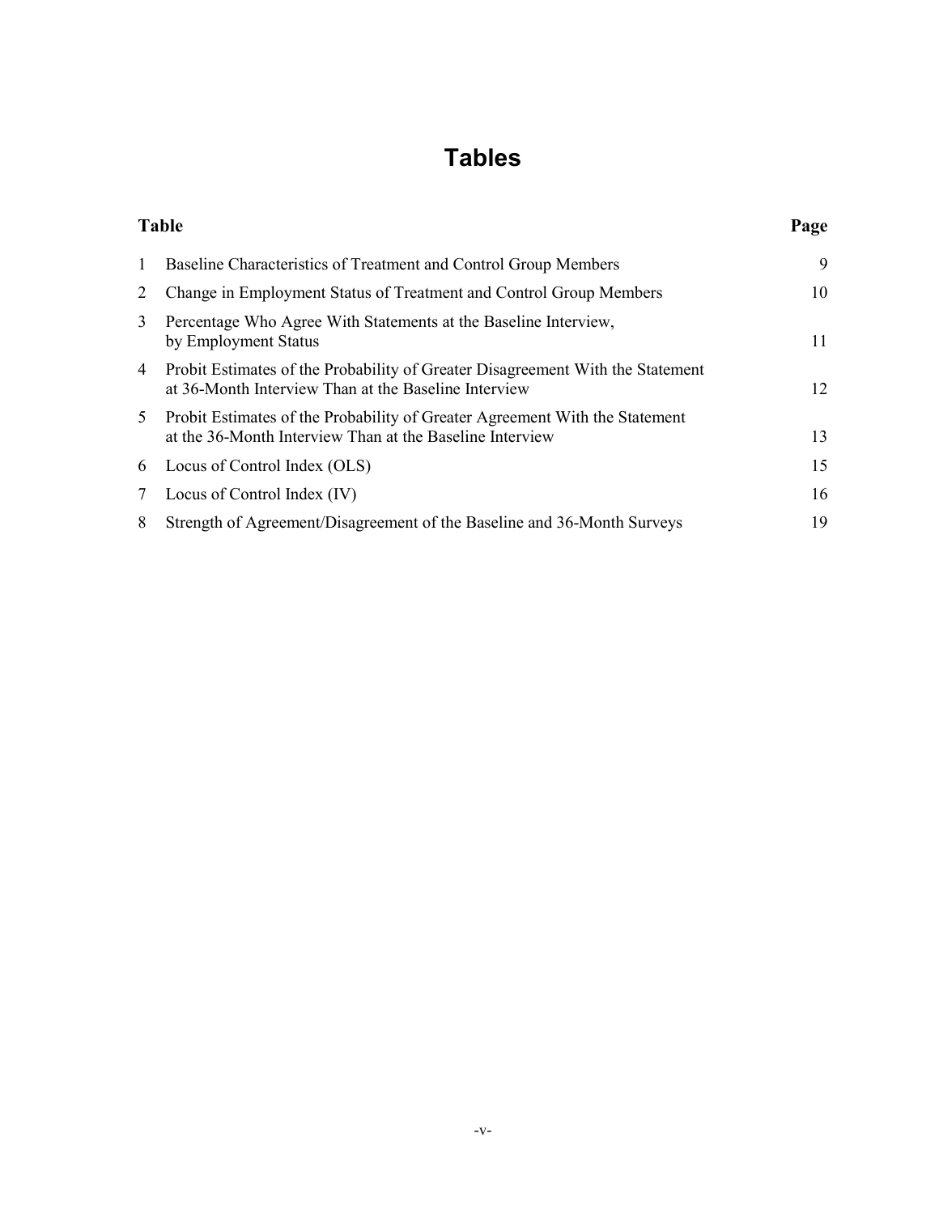# Tables

| Table | | Page |
|---|---|---|
| 1 | Baseline Characteristics of Treatment and Control Group Members | 9 |
| 2 | Change in Employment Status of Treatment and Control Group Members | 10 |
| 3 | Percentage Who Agree With Statements at the Baseline Interview, by Employment Status | 11 |
| 4 | Probit Estimates of the Probability of Greater Disagreement With the Statement at 36-Month Interview Than at the Baseline Interview | 12 |
| 5 | Probit Estimates of the Probability of Greater Agreement With the Statement at the 36-Month Interview Than at the Baseline Interview | 13 |
| 6 | Locus of Control Index (OLS) | 15 |
| 7 | Locus of Control Index (IV) | 16 |
| 8 | Strength of Agreement/Disagreement of the Baseline and 36-Month Surveys | 19 |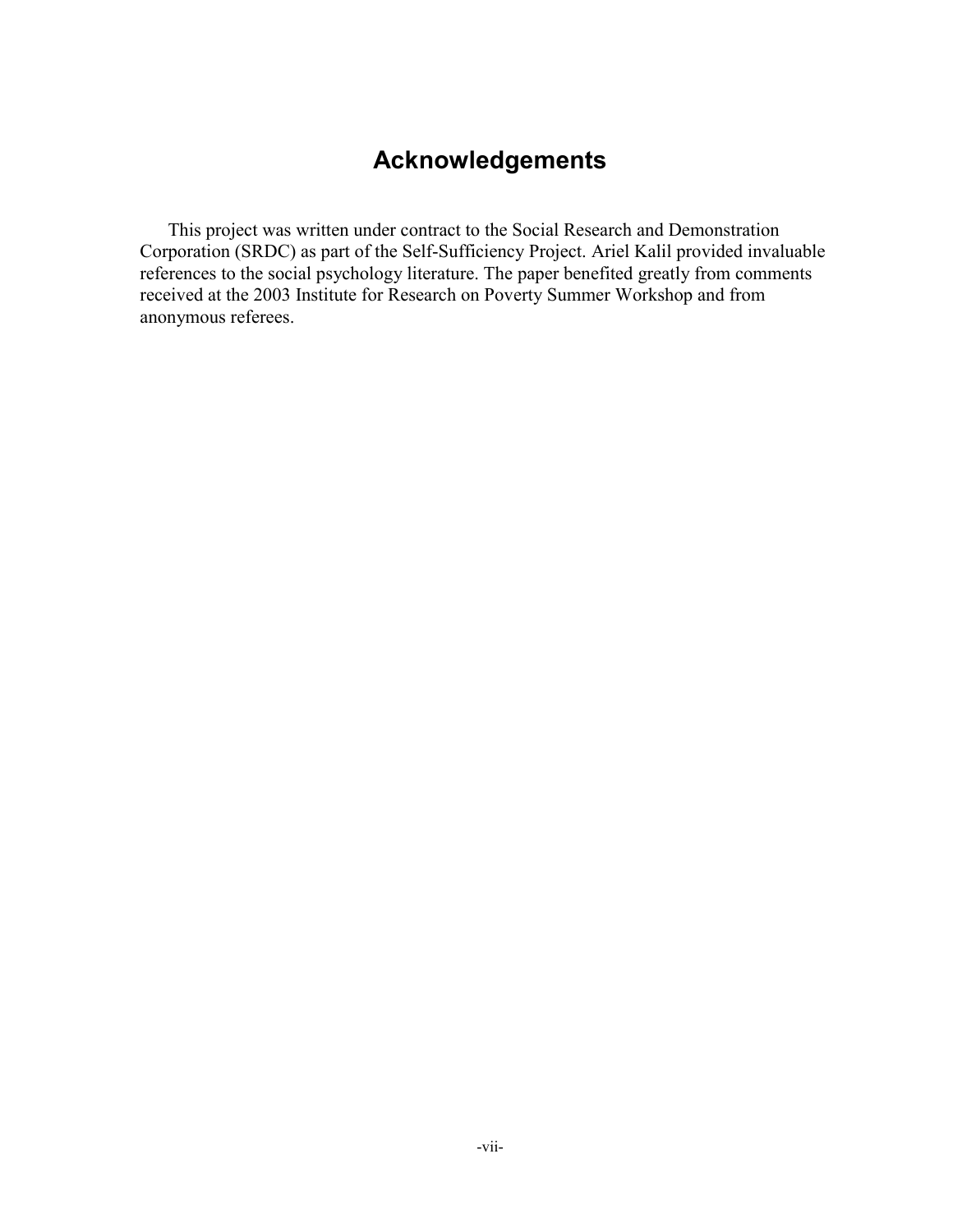# Acknowledgements

This project was written under contract to the Social Research and Demonstration Corporation (SRDC) as part of the Self-Sufficiency Project. Ariel Kalil provided invaluable references to the social psychology literature. The paper benefited greatly from comments received at the 2003 Institute for Research on Poverty Summer Workshop and from anonymous referees.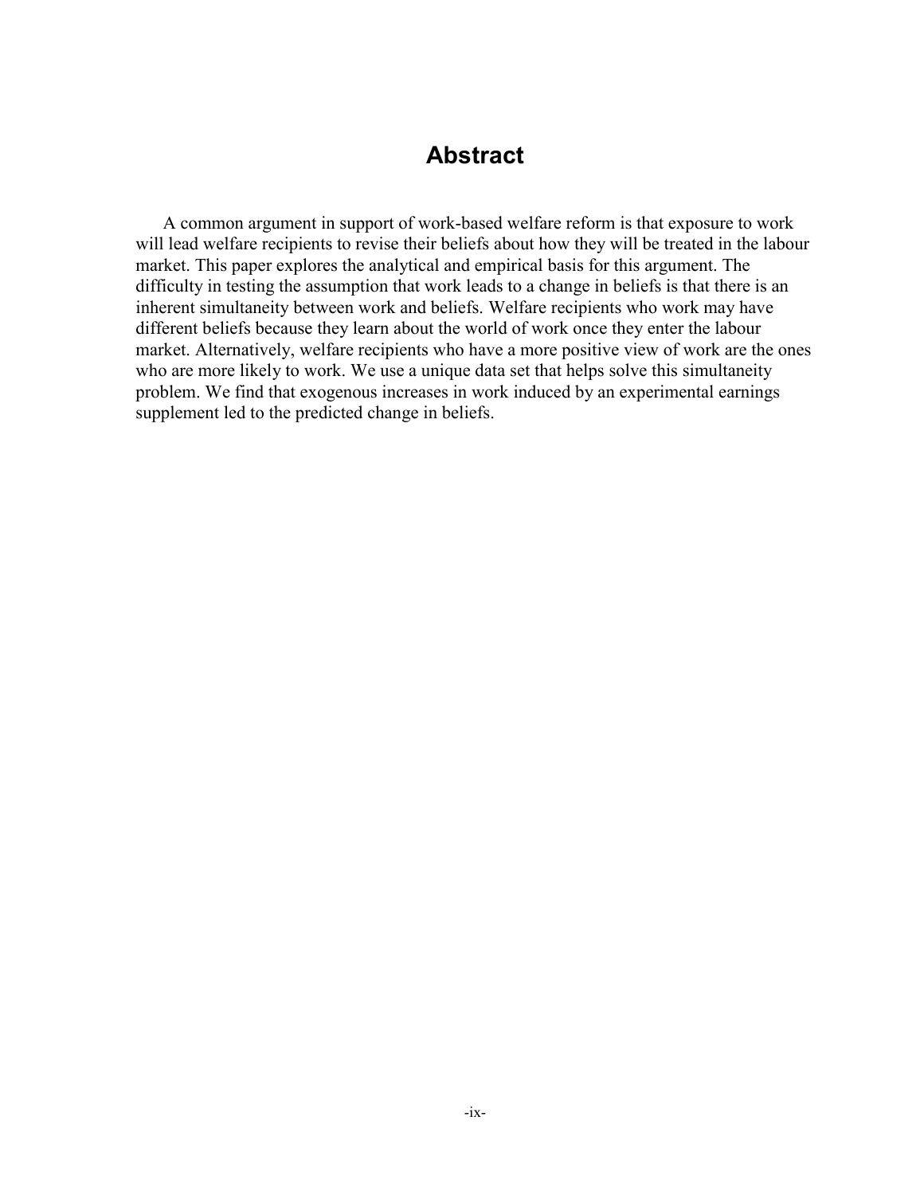# Abstract

A common argument in support of work-based welfare reform is that exposure to work will lead welfare recipients to revise their beliefs about how they will be treated in the labour market. This paper explores the analytical and empirical basis for this argument. The difficulty in testing the assumption that work leads to a change in beliefs is that there is an inherent simultaneity between work and beliefs. Welfare recipients who work may have different beliefs because they learn about the world of work once they enter the labour market. Alternatively, welfare recipients who have a more positive view of work are the ones who are more likely to work. We use a unique data set that helps solve this simultaneity problem. We find that exogenous increases in work induced by an experimental earnings supplement led to the predicted change in beliefs.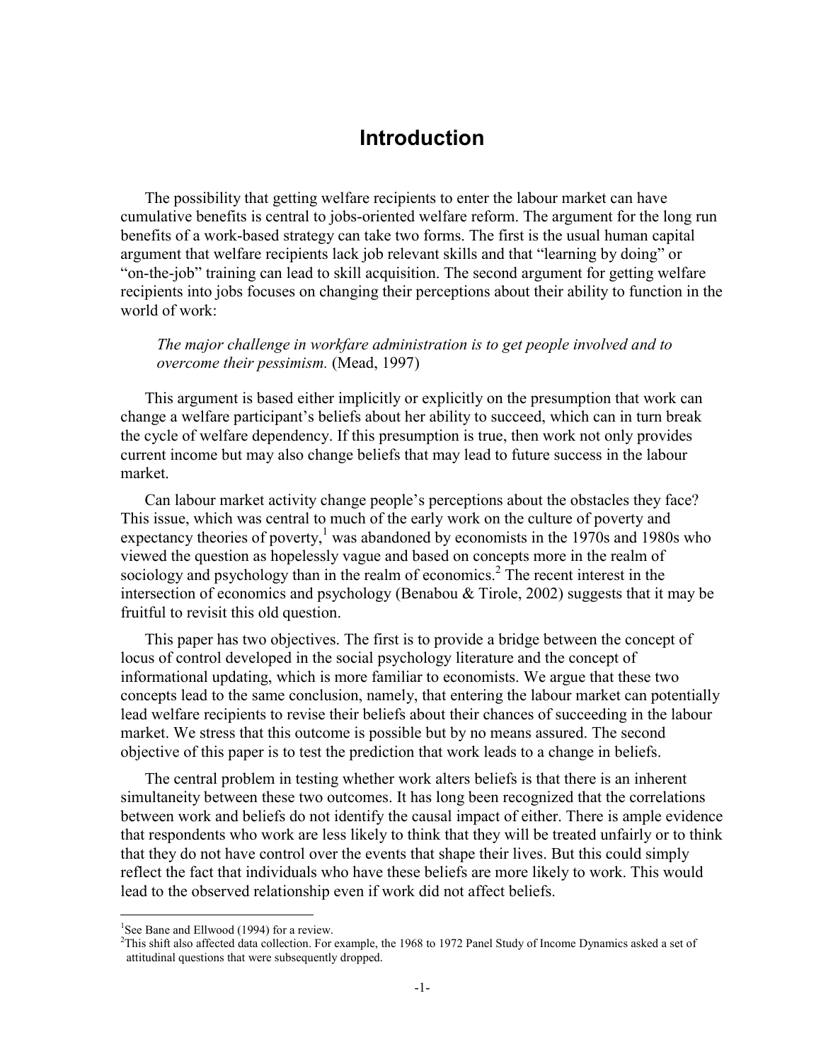# Introduction

The possibility that getting welfare recipients to enter the labour market can have cumulative benefits is central to jobs-oriented welfare reform. The argument for the long run benefits of a work-based strategy can take two forms. The first is the usual human capital argument that welfare recipients lack job relevant skills and that "learning by doing" or "on-the-job" training can lead to skill acquisition. The second argument for getting welfare recipients into jobs focuses on changing their perceptions about their ability to function in the world of work:

> *The major challenge in workfare administration is to get people involved and to overcome their pessimism.* (Mead, 1997)

This argument is based either implicitly or explicitly on the presumption that work can change a welfare participant's beliefs about her ability to succeed, which can in turn break the cycle of welfare dependency. If this presumption is true, then work not only provides current income but may also change beliefs that may lead to future success in the labour market.

Can labour market activity change people's perceptions about the obstacles they face? This issue, which was central to much of the early work on the culture of poverty and expectancy theories of poverty,[1] was abandoned by economists in the 1970s and 1980s who viewed the question as hopelessly vague and based on concepts more in the realm of sociology and psychology than in the realm of economics.[2] The recent interest in the intersection of economics and psychology (Benabou & Tirole, 2002) suggests that it may be fruitful to revisit this old question.

This paper has two objectives. The first is to provide a bridge between the concept of locus of control developed in the social psychology literature and the concept of informational updating, which is more familiar to economists. We argue that these two concepts lead to the same conclusion, namely, that entering the labour market can potentially lead welfare recipients to revise their beliefs about their chances of succeeding in the labour market. We stress that this outcome is possible but by no means assured. The second objective of this paper is to test the prediction that work leads to a change in beliefs.

The central problem in testing whether work alters beliefs is that there is an inherent simultaneity between these two outcomes. It has long been recognized that the correlations between work and beliefs do not identify the causal impact of either. There is ample evidence that respondents who work are less likely to think that they will be treated unfairly or to think that they do not have control over the events that shape their lives. But this could simply reflect the fact that individuals who have these beliefs are more likely to work. This would lead to the observed relationship even if work did not affect beliefs.

---

[1] See Bane and Ellwood (1994) for a review.

[2] This shift also affected data collection. For example, the 1968 to 1972 Panel Study of Income Dynamics asked a set of attitudinal questions that were subsequently dropped.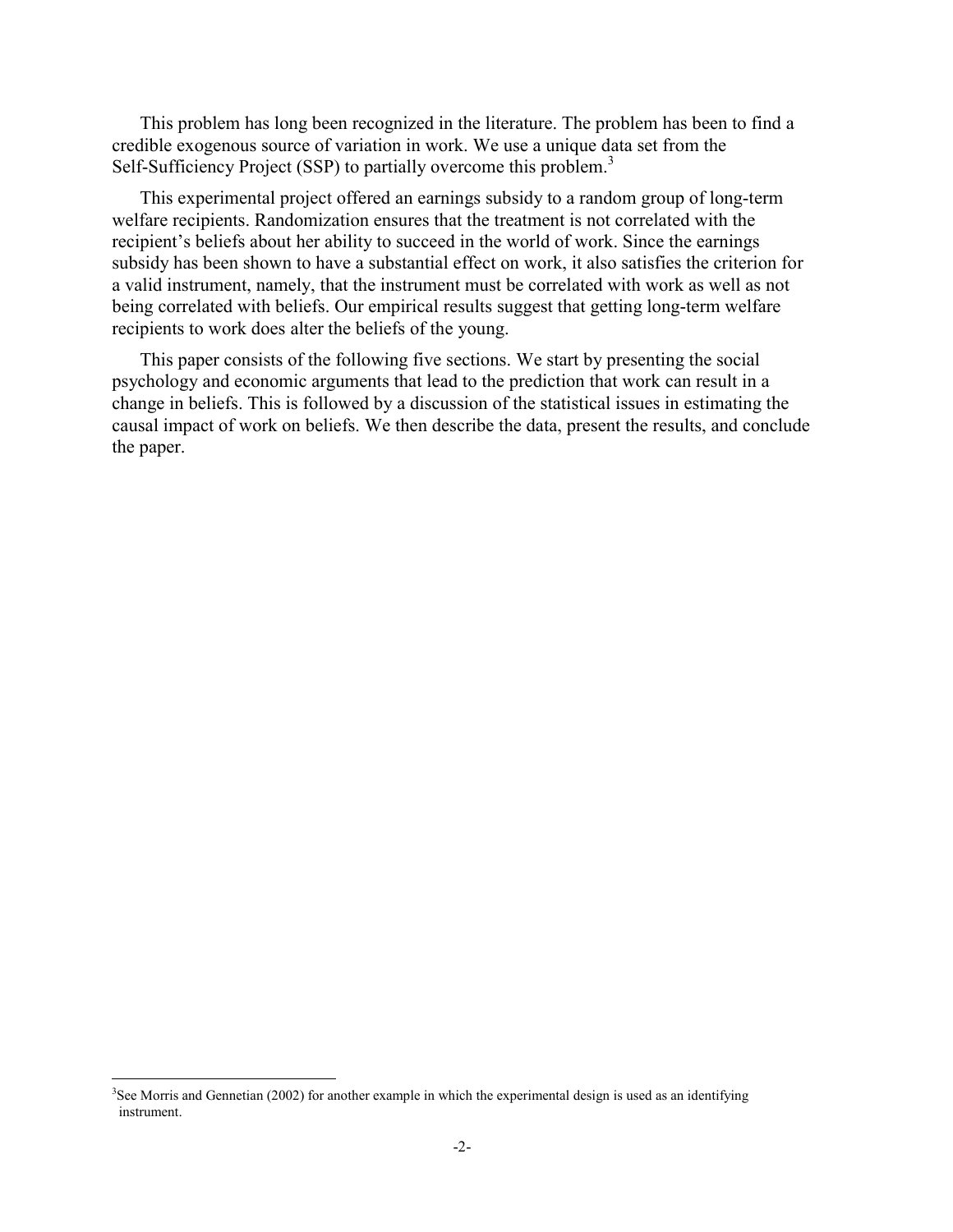This problem has long been recognized in the literature. The problem has been to find a credible exogenous source of variation in work. We use a unique data set from the Self-Sufficiency Project (SSP) to partially overcome this problem.[3]

This experimental project offered an earnings subsidy to a random group of long-term welfare recipients. Randomization ensures that the treatment is not correlated with the recipient's beliefs about her ability to succeed in the world of work. Since the earnings subsidy has been shown to have a substantial effect on work, it also satisfies the criterion for a valid instrument, namely, that the instrument must be correlated with work as well as not being correlated with beliefs. Our empirical results suggest that getting long-term welfare recipients to work does alter the beliefs of the young.

This paper consists of the following five sections. We start by presenting the social psychology and economic arguments that lead to the prediction that work can result in a change in beliefs. This is followed by a discussion of the statistical issues in estimating the causal impact of work on beliefs. We then describe the data, present the results, and conclude the paper.

[3]See Morris and Gennetian (2002) for another example in which the experimental design is used as an identifying instrument.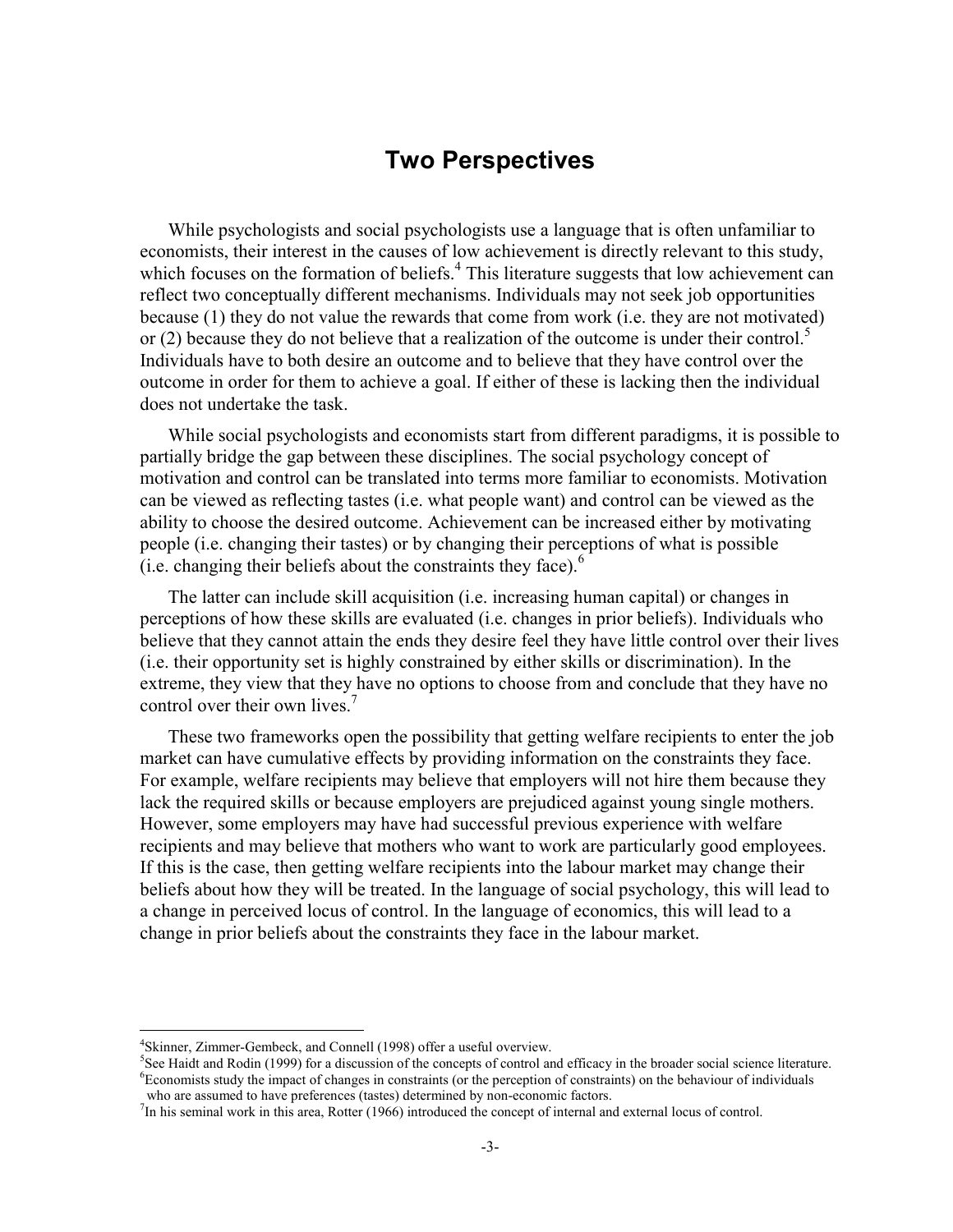## Two Perspectives

While psychologists and social psychologists use a language that is often unfamiliar to economists, their interest in the causes of low achievement is directly relevant to this study, which focuses on the formation of beliefs.[4] This literature suggests that low achievement can reflect two conceptually different mechanisms. Individuals may not seek job opportunities because (1) they do not value the rewards that come from work (i.e. they are not motivated) or (2) because they do not believe that a realization of the outcome is under their control.[5] Individuals have to both desire an outcome and to believe that they have control over the outcome in order for them to achieve a goal. If either of these is lacking then the individual does not undertake the task.

While social psychologists and economists start from different paradigms, it is possible to partially bridge the gap between these disciplines. The social psychology concept of motivation and control can be translated into terms more familiar to economists. Motivation can be viewed as reflecting tastes (i.e. what people want) and control can be viewed as the ability to choose the desired outcome. Achievement can be increased either by motivating people (i.e. changing their tastes) or by changing their perceptions of what is possible (i.e. changing their beliefs about the constraints they face).[6]

The latter can include skill acquisition (i.e. increasing human capital) or changes in perceptions of how these skills are evaluated (i.e. changes in prior beliefs). Individuals who believe that they cannot attain the ends they desire feel they have little control over their lives (i.e. their opportunity set is highly constrained by either skills or discrimination). In the extreme, they view that they have no options to choose from and conclude that they have no control over their own lives.[7]

These two frameworks open the possibility that getting welfare recipients to enter the job market can have cumulative effects by providing information on the constraints they face. For example, welfare recipients may believe that employers will not hire them because they lack the required skills or because employers are prejudiced against young single mothers. However, some employers may have had successful previous experience with welfare recipients and may believe that mothers who want to work are particularly good employees. If this is the case, then getting welfare recipients into the labour market may change their beliefs about how they will be treated. In the language of social psychology, this will lead to a change in perceived locus of control. In the language of economics, this will lead to a change in prior beliefs about the constraints they face in the labour market.

---

[4] Skinner, Zimmer-Gembeck, and Connell (1998) offer a useful overview.

[5] See Haidt and Rodin (1999) for a discussion of the concepts of control and efficacy in the broader social science literature.

[6] Economists study the impact of changes in constraints (or the perception of constraints) on the behaviour of individuals who are assumed to have preferences (tastes) determined by non-economic factors.

[7] In his seminal work in this area, Rotter (1966) introduced the concept of internal and external locus of control.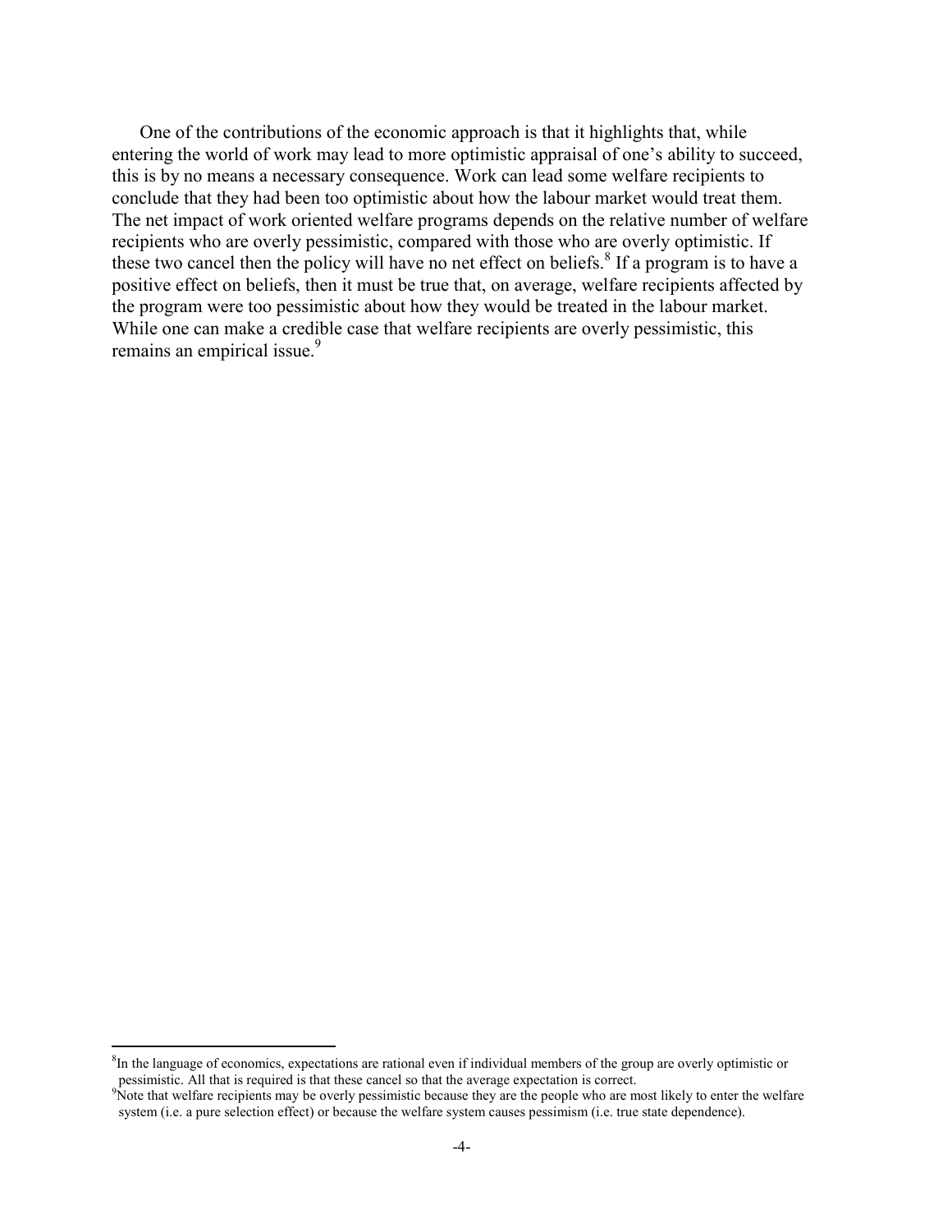One of the contributions of the economic approach is that it highlights that, while entering the world of work may lead to more optimistic appraisal of one's ability to succeed, this is by no means a necessary consequence. Work can lead some welfare recipients to conclude that they had been too optimistic about how the labour market would treat them. The net impact of work oriented welfare programs depends on the relative number of welfare recipients who are overly pessimistic, compared with those who are overly optimistic. If these two cancel then the policy will have no net effect on beliefs.[8] If a program is to have a positive effect on beliefs, then it must be true that, on average, welfare recipients affected by the program were too pessimistic about how they would be treated in the labour market. While one can make a credible case that welfare recipients are overly pessimistic, this remains an empirical issue.[9]

---

[8] In the language of economics, expectations are rational even if individual members of the group are overly optimistic or pessimistic. All that is required is that these cancel so that the average expectation is correct.

[9] Note that welfare recipients may be overly pessimistic because they are the people who are most likely to enter the welfare system (i.e. a pure selection effect) or because the welfare system causes pessimism (i.e. true state dependence).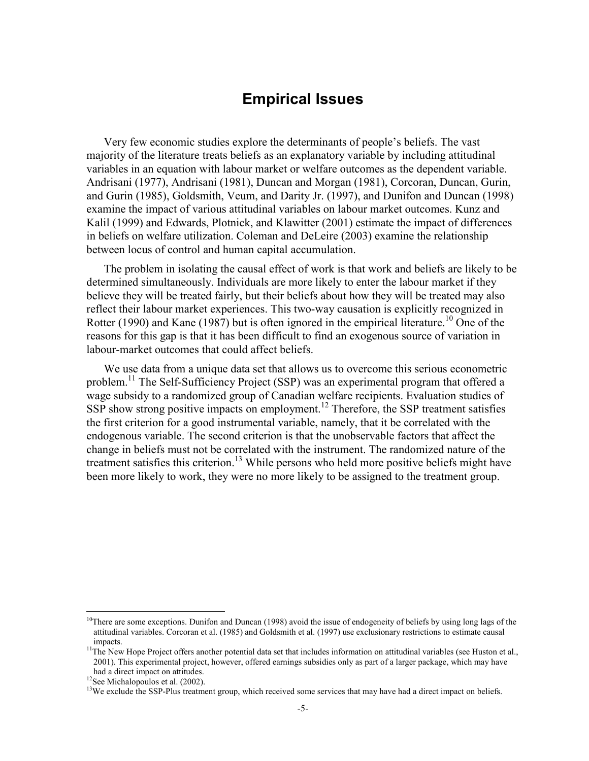## Empirical Issues

Very few economic studies explore the determinants of people's beliefs. The vast majority of the literature treats beliefs as an explanatory variable by including attitudinal variables in an equation with labour market or welfare outcomes as the dependent variable. Andrisani (1977), Andrisani (1981), Duncan and Morgan (1981), Corcoran, Duncan, Gurin, and Gurin (1985), Goldsmith, Veum, and Darity Jr. (1997), and Dunifon and Duncan (1998) examine the impact of various attitudinal variables on labour market outcomes. Kunz and Kalil (1999) and Edwards, Plotnick, and Klawitter (2001) estimate the impact of differences in beliefs on welfare utilization. Coleman and DeLeire (2003) examine the relationship between locus of control and human capital accumulation.

The problem in isolating the causal effect of work is that work and beliefs are likely to be determined simultaneously. Individuals are more likely to enter the labour market if they believe they will be treated fairly, but their beliefs about how they will be treated may also reflect their labour market experiences. This two-way causation is explicitly recognized in Rotter (1990) and Kane (1987) but is often ignored in the empirical literature.[10] One of the reasons for this gap is that it has been difficult to find an exogenous source of variation in labour-market outcomes that could affect beliefs.

We use data from a unique data set that allows us to overcome this serious econometric problem.[11] The Self-Sufficiency Project (SSP) was an experimental program that offered a wage subsidy to a randomized group of Canadian welfare recipients. Evaluation studies of SSP show strong positive impacts on employment.[12] Therefore, the SSP treatment satisfies the first criterion for a good instrumental variable, namely, that it be correlated with the endogenous variable. The second criterion is that the unobservable factors that affect the change in beliefs must not be correlated with the instrument. The randomized nature of the treatment satisfies this criterion.[13] While persons who held more positive beliefs might have been more likely to work, they were no more likely to be assigned to the treatment group.

---

[10] There are some exceptions. Dunifon and Duncan (1998) avoid the issue of endogeneity of beliefs by using long lags of the attitudinal variables. Corcoran et al. (1985) and Goldsmith et al. (1997) use exclusionary restrictions to estimate causal impacts.

[11] The New Hope Project offers another potential data set that includes information on attitudinal variables (see Huston et al., 2001). This experimental project, however, offered earnings subsidies only as part of a larger package, which may have had a direct impact on attitudes.

[12] See Michalopoulos et al. (2002).

[13] We exclude the SSP-Plus treatment group, which received some services that may have had a direct impact on beliefs.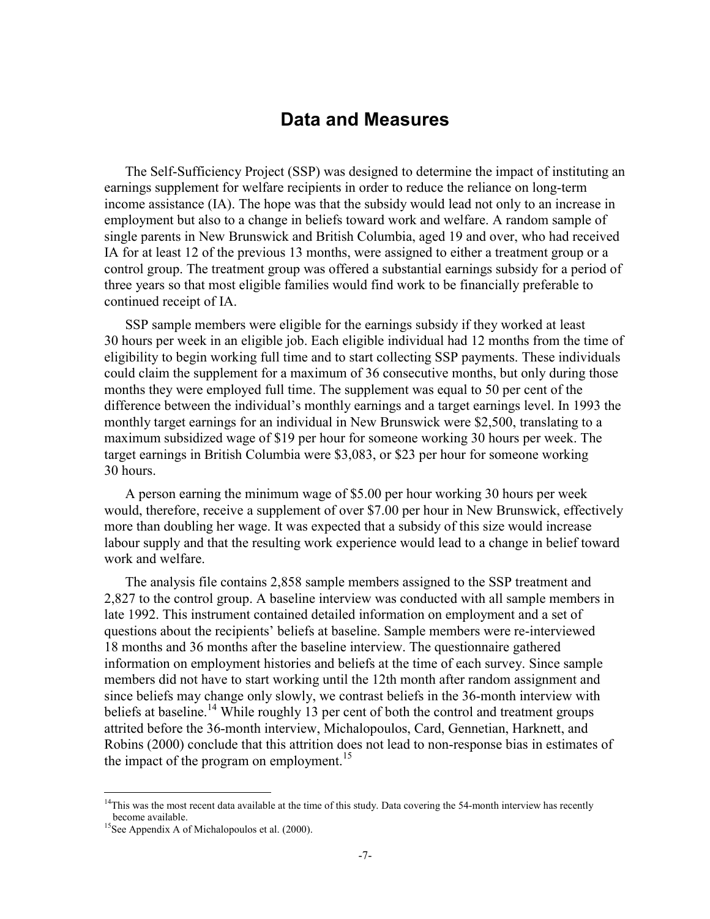# Data and Measures

The Self-Sufficiency Project (SSP) was designed to determine the impact of instituting an earnings supplement for welfare recipients in order to reduce the reliance on long-term income assistance (IA). The hope was that the subsidy would lead not only to an increase in employment but also to a change in beliefs toward work and welfare. A random sample of single parents in New Brunswick and British Columbia, aged 19 and over, who had received IA for at least 12 of the previous 13 months, were assigned to either a treatment group or a control group. The treatment group was offered a substantial earnings subsidy for a period of three years so that most eligible families would find work to be financially preferable to continued receipt of IA.

SSP sample members were eligible for the earnings subsidy if they worked at least 30 hours per week in an eligible job. Each eligible individual had 12 months from the time of eligibility to begin working full time and to start collecting SSP payments. These individuals could claim the supplement for a maximum of 36 consecutive months, but only during those months they were employed full time. The supplement was equal to 50 per cent of the difference between the individual's monthly earnings and a target earnings level. In 1993 the monthly target earnings for an individual in New Brunswick were $2,500, translating to a maximum subsidized wage of $19 per hour for someone working 30 hours per week. The target earnings in British Columbia were $3,083, or $23 per hour for someone working 30 hours.

A person earning the minimum wage of $5.00 per hour working 30 hours per week would, therefore, receive a supplement of over $7.00 per hour in New Brunswick, effectively more than doubling her wage. It was expected that a subsidy of this size would increase labour supply and that the resulting work experience would lead to a change in belief toward work and welfare.

The analysis file contains 2,858 sample members assigned to the SSP treatment and 2,827 to the control group. A baseline interview was conducted with all sample members in late 1992. This instrument contained detailed information on employment and a set of questions about the recipients' beliefs at baseline. Sample members were re-interviewed 18 months and 36 months after the baseline interview. The questionnaire gathered information on employment histories and beliefs at the time of each survey. Since sample members did not have to start working until the 12th month after random assignment and since beliefs may change only slowly, we contrast beliefs in the 36-month interview with beliefs at baseline.[14] While roughly 13 per cent of both the control and treatment groups attrited before the 36-month interview, Michalopoulos, Card, Gennetian, Harknett, and Robins (2000) conclude that this attrition does not lead to non-response bias in estimates of the impact of the program on employment.[15]

---

[14]This was the most recent data available at the time of this study. Data covering the 54-month interview has recently become available.

[15]See Appendix A of Michalopoulos et al. (2000).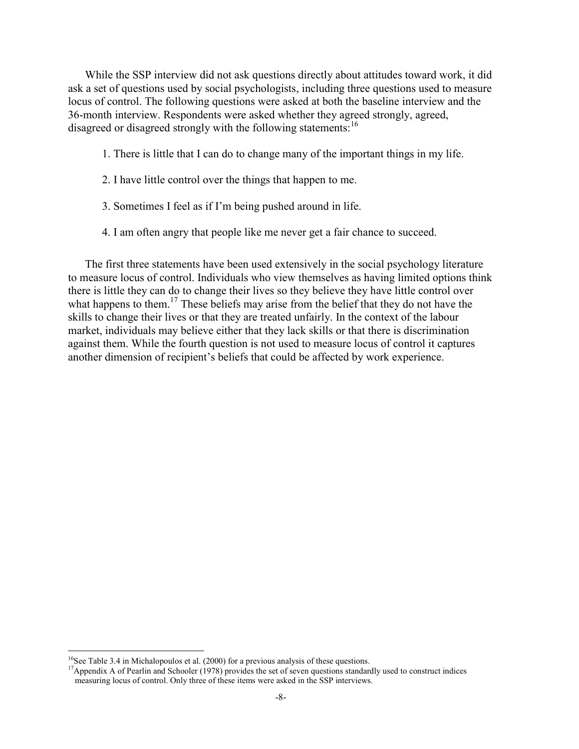While the SSP interview did not ask questions directly about attitudes toward work, it did ask a set of questions used by social psychologists, including three questions used to measure locus of control. The following questions were asked at both the baseline interview and the 36-month interview. Respondents were asked whether they agreed strongly, agreed, disagreed or disagreed strongly with the following statements:[16]

1. There is little that I can do to change many of the important things in my life.
2. I have little control over the things that happen to me.
3. Sometimes I feel as if I'm being pushed around in life.
4. I am often angry that people like me never get a fair chance to succeed.

The first three statements have been used extensively in the social psychology literature to measure locus of control. Individuals who view themselves as having limited options think there is little they can do to change their lives so they believe they have little control over what happens to them.[17] These beliefs may arise from the belief that they do not have the skills to change their lives or that they are treated unfairly. In the context of the labour market, individuals may believe either that they lack skills or that there is discrimination against them. While the fourth question is not used to measure locus of control it captures another dimension of recipient's beliefs that could be affected by work experience.

---

[16] See Table 3.4 in Michalopoulos et al. (2000) for a previous analysis of these questions.

[17] Appendix A of Pearlin and Schooler (1978) provides the set of seven questions standardly used to construct indices measuring locus of control. Only three of these items were asked in the SSP interviews.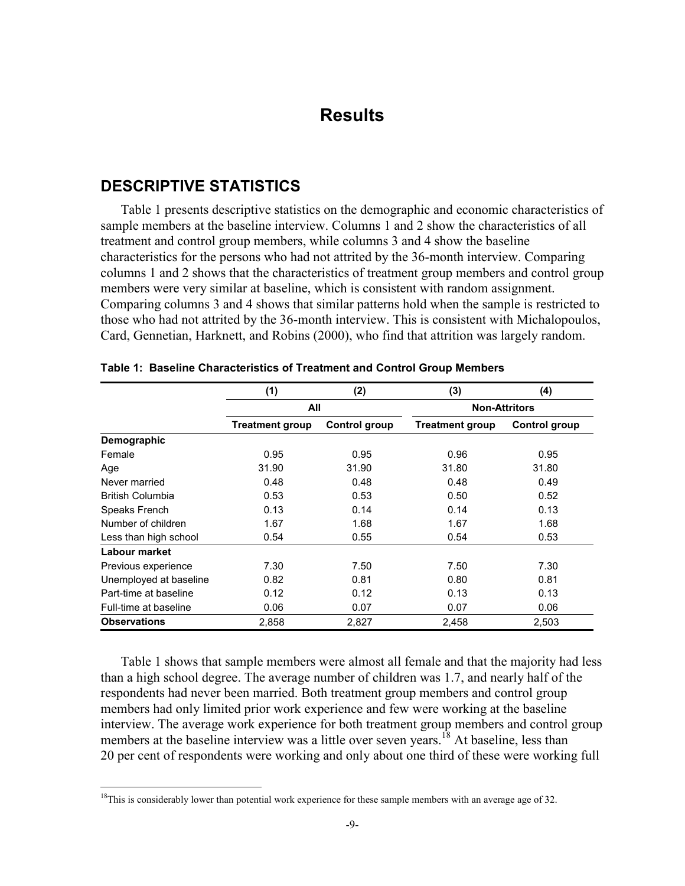# Results

## DESCRIPTIVE STATISTICS

Table 1 presents descriptive statistics on the demographic and economic characteristics of sample members at the baseline interview. Columns 1 and 2 show the characteristics of all treatment and control group members, while columns 3 and 4 show the baseline characteristics for the persons who had not attrited by the 36-month interview. Comparing columns 1 and 2 shows that the characteristics of treatment group members and control group members were very similar at baseline, which is consistent with random assignment. Comparing columns 3 and 4 shows that similar patterns hold when the sample is restricted to those who had not attrited by the 36-month interview. This is consistent with Michalopoulos, Card, Gennetian, Harknett, and Robins (2000), who find that attrition was largely random.

**Table 1: Baseline Characteristics of Treatment and Control Group Members**

| | (1) | (2) | (3) | (4) |
|---|---|---|---|---|
| | All | | Non-Attritors | |
| | Treatment group | Control group | Treatment group | Control group |
| **Demographic** | | | | |
| Female | 0.95 | 0.95 | 0.96 | 0.95 |
| Age | 31.90 | 31.90 | 31.80 | 31.80 |
| Never married | 0.48 | 0.48 | 0.48 | 0.49 |
| British Columbia | 0.53 | 0.53 | 0.50 | 0.52 |
| Speaks French | 0.13 | 0.14 | 0.14 | 0.13 |
| Number of children | 1.67 | 1.68 | 1.67 | 1.68 |
| Less than high school | 0.54 | 0.55 | 0.54 | 0.53 |
| **Labour market** | | | | |
| Previous experience | 7.30 | 7.50 | 7.50 | 7.30 |
| Unemployed at baseline | 0.82 | 0.81 | 0.80 | 0.81 |
| Part-time at baseline | 0.12 | 0.12 | 0.13 | 0.13 |
| Full-time at baseline | 0.06 | 0.07 | 0.07 | 0.06 |
| **Observations** | 2,858 | 2,827 | 2,458 | 2,503 |

Table 1 shows that sample members were almost all female and that the majority had less than a high school degree. The average number of children was 1.7, and nearly half of the respondents had never been married. Both treatment group members and control group members had only limited prior work experience and few were working at the baseline interview. The average work experience for both treatment group members and control group members at the baseline interview was a little over seven years.[18] At baseline, less than 20 per cent of respondents were working and only about one third of these were working full

[18]This is considerably lower than potential work experience for these sample members with an average age of 32.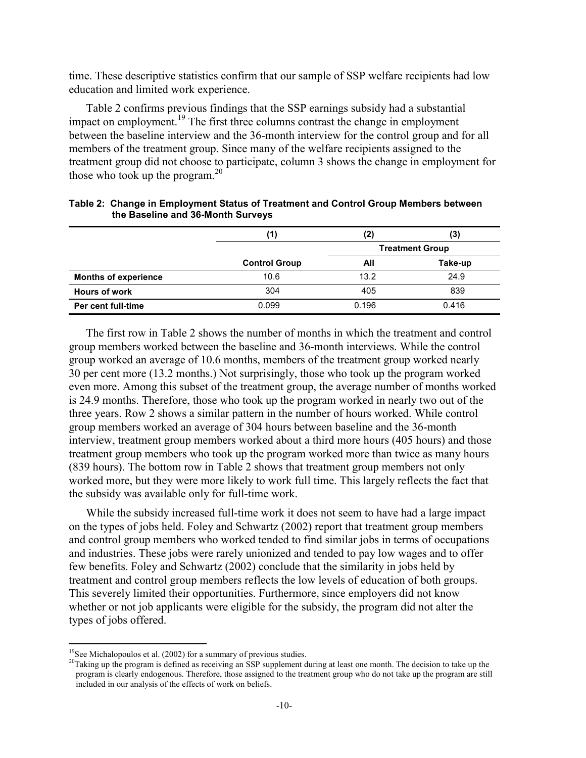time. These descriptive statistics confirm that our sample of SSP welfare recipients had low education and limited work experience.

Table 2 confirms previous findings that the SSP earnings subsidy had a substantial impact on employment.[19] The first three columns contrast the change in employment between the baseline interview and the 36-month interview for the control group and for all members of the treatment group. Since many of the welfare recipients assigned to the treatment group did not choose to participate, column 3 shows the change in employment for those who took up the program.[20]

**Table 2: Change in Employment Status of Treatment and Control Group Members between the Baseline and 36-Month Surveys**

| | (1) | (2) | (3) |
|---|---|---|---|
| | | Treatment Group | |
| | Control Group | All | Take-up |
| **Months of experience** | 10.6 | 13.2 | 24.9 |
| **Hours of work** | 304 | 405 | 839 |
| **Per cent full-time** | 0.099 | 0.196 | 0.416 |

The first row in Table 2 shows the number of months in which the treatment and control group members worked between the baseline and 36-month interviews. While the control group worked an average of 10.6 months, members of the treatment group worked nearly 30 per cent more (13.2 months.) Not surprisingly, those who took up the program worked even more. Among this subset of the treatment group, the average number of months worked is 24.9 months. Therefore, those who took up the program worked in nearly two out of the three years. Row 2 shows a similar pattern in the number of hours worked. While control group members worked an average of 304 hours between baseline and the 36-month interview, treatment group members worked about a third more hours (405 hours) and those treatment group members who took up the program worked more than twice as many hours (839 hours). The bottom row in Table 2 shows that treatment group members not only worked more, but they were more likely to work full time. This largely reflects the fact that the subsidy was available only for full-time work.

While the subsidy increased full-time work it does not seem to have had a large impact on the types of jobs held. Foley and Schwartz (2002) report that treatment group members and control group members who worked tended to find similar jobs in terms of occupations and industries. These jobs were rarely unionized and tended to pay low wages and to offer few benefits. Foley and Schwartz (2002) conclude that the similarity in jobs held by treatment and control group members reflects the low levels of education of both groups. This severely limited their opportunities. Furthermore, since employers did not know whether or not job applicants were eligible for the subsidy, the program did not alter the types of jobs offered.

[19] See Michalopoulos et al. (2002) for a summary of previous studies.

[20] Taking up the program is defined as receiving an SSP supplement during at least one month. The decision to take up the program is clearly endogenous. Therefore, those assigned to the treatment group who do not take up the program are still included in our analysis of the effects of work on beliefs.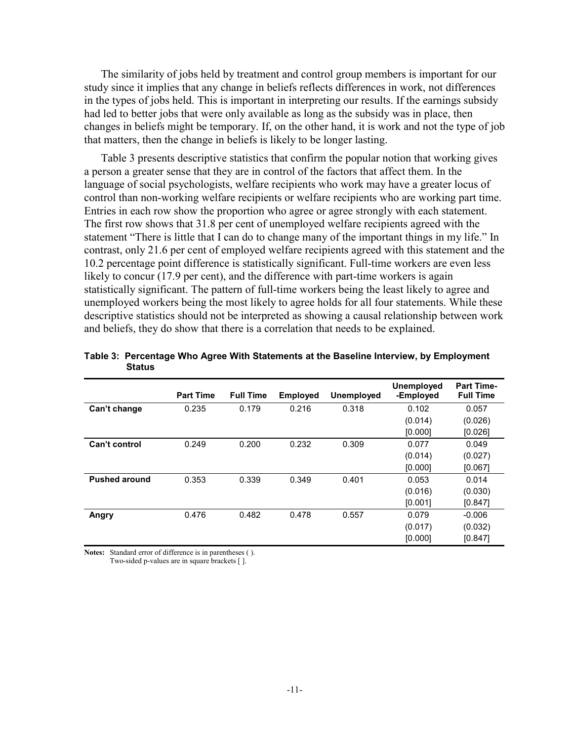The similarity of jobs held by treatment and control group members is important for our study since it implies that any change in beliefs reflects differences in work, not differences in the types of jobs held. This is important in interpreting our results. If the earnings subsidy had led to better jobs that were only available as long as the subsidy was in place, then changes in beliefs might be temporary. If, on the other hand, it is work and not the type of job that matters, then the change in beliefs is likely to be longer lasting.

Table 3 presents descriptive statistics that confirm the popular notion that working gives a person a greater sense that they are in control of the factors that affect them. In the language of social psychologists, welfare recipients who work may have a greater locus of control than non-working welfare recipients or welfare recipients who are working part time. Entries in each row show the proportion who agree or agree strongly with each statement. The first row shows that 31.8 per cent of unemployed welfare recipients agreed with the statement "There is little that I can do to change many of the important things in my life." In contrast, only 21.6 per cent of employed welfare recipients agreed with this statement and the 10.2 percentage point difference is statistically significant. Full-time workers are even less likely to concur (17.9 per cent), and the difference with part-time workers is again statistically significant. The pattern of full-time workers being the least likely to agree and unemployed workers being the most likely to agree holds for all four statements. While these descriptive statistics should not be interpreted as showing a causal relationship between work and beliefs, they do show that there is a correlation that needs to be explained.

**Table 3: Percentage Who Agree With Statements at the Baseline Interview, by Employment Status**

| | Part Time | Full Time | Employed | Unemployed | Unemployed -Employed | Part Time-Full Time |
|---|---|---|---|---|---|---|
| **Can't change** | 0.235 | 0.179 | 0.216 | 0.318 | 0.102 | 0.057 |
| | | | | | (0.014) | (0.026) |
| | | | | | [0.000] | [0.026] |
| **Can't control** | 0.249 | 0.200 | 0.232 | 0.309 | 0.077 | 0.049 |
| | | | | | (0.014) | (0.027) |
| | | | | | [0.000] | [0.067] |
| **Pushed around** | 0.353 | 0.339 | 0.349 | 0.401 | 0.053 | 0.014 |
| | | | | | (0.016) | (0.030) |
| | | | | | [0.001] | [0.847] |
| **Angry** | 0.476 | 0.482 | 0.478 | 0.557 | 0.079 | -0.006 |
| | | | | | (0.017) | (0.032) |
| | | | | | [0.000] | [0.847] |

**Notes:** Standard error of difference is in parentheses ( ).
Two-sided p-values are in square brackets [ ].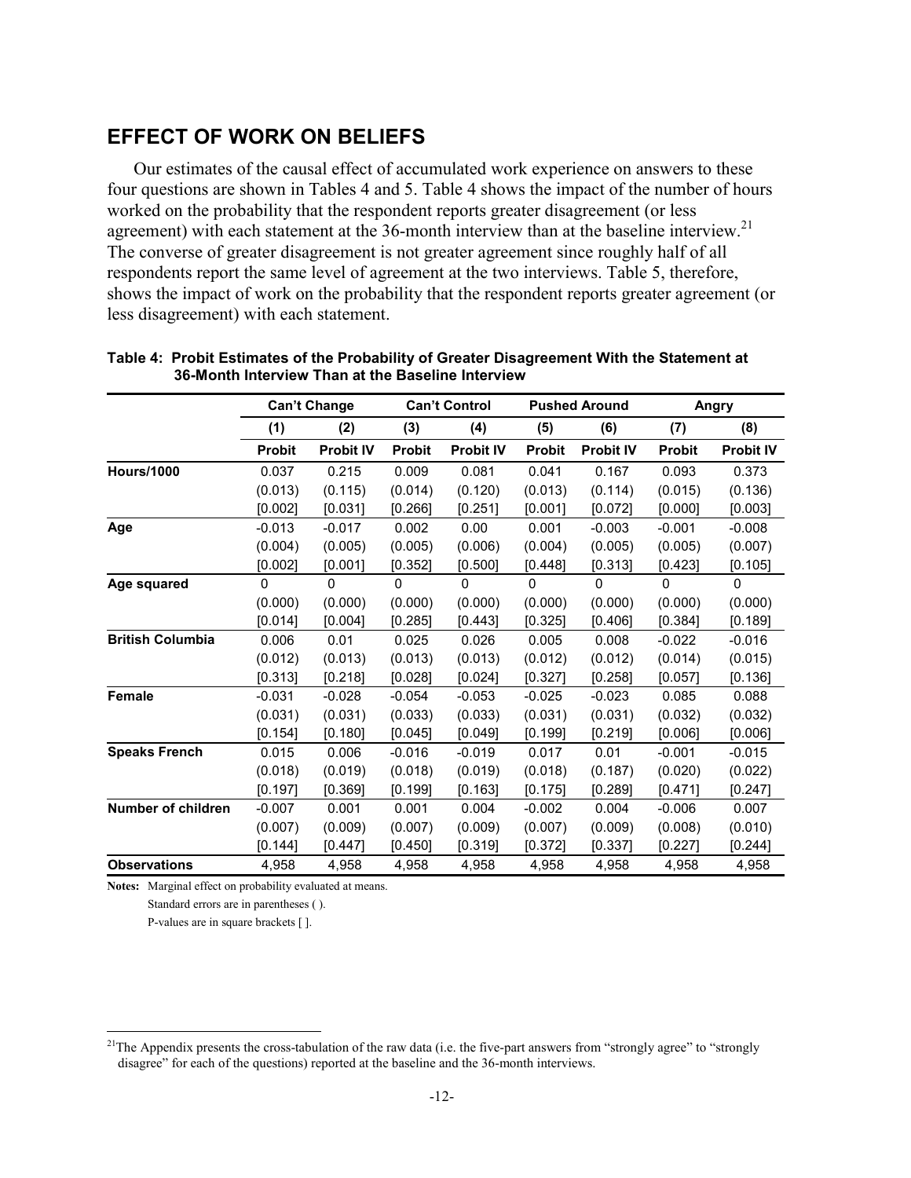## EFFECT OF WORK ON BELIEFS

Our estimates of the causal effect of accumulated work experience on answers to these four questions are shown in Tables 4 and 5. Table 4 shows the impact of the number of hours worked on the probability that the respondent reports greater disagreement (or less agreement) with each statement at the 36-month interview than at the baseline interview.[21] The converse of greater disagreement is not greater agreement since roughly half of all respondents report the same level of agreement at the two interviews. Table 5, therefore, shows the impact of work on the probability that the respondent reports greater agreement (or less disagreement) with each statement.

**Table 4: Probit Estimates of the Probability of Greater Disagreement With the Statement at 36-Month Interview Than at the Baseline Interview**

| | Can't Change | | Can't Control | | Pushed Around | | Angry | |
|---|---|---|---|---|---|---|---|---|
| | (1) | (2) | (3) | (4) | (5) | (6) | (7) | (8) |
| | **Probit** | **Probit IV** | **Probit** | **Probit IV** | **Probit** | **Probit IV** | **Probit** | **Probit IV** |
| **Hours/1000** | 0.037 | 0.215 | 0.009 | 0.081 | 0.041 | 0.167 | 0.093 | 0.373 |
| | (0.013) | (0.115) | (0.014) | (0.120) | (0.013) | (0.114) | (0.015) | (0.136) |
| | [0.002] | [0.031] | [0.266] | [0.251] | [0.001] | [0.072] | [0.000] | [0.003] |
| **Age** | -0.013 | -0.017 | 0.002 | 0.00 | 0.001 | -0.003 | -0.001 | -0.008 |
| | (0.004) | (0.005) | (0.005) | (0.006) | (0.004) | (0.005) | (0.005) | (0.007) |
| | [0.002] | [0.001] | [0.352] | [0.500] | [0.448] | [0.313] | [0.423] | [0.105] |
| **Age squared** | 0 | 0 | 0 | 0 | 0 | 0 | 0 | 0 |
| | (0.000) | (0.000) | (0.000) | (0.000) | (0.000) | (0.000) | (0.000) | (0.000) |
| | [0.014] | [0.004] | [0.285] | [0.443] | [0.325] | [0.406] | [0.384] | [0.189] |
| **British Columbia** | 0.006 | 0.01 | 0.025 | 0.026 | 0.005 | 0.008 | -0.022 | -0.016 |
| | (0.012) | (0.013) | (0.013) | (0.013) | (0.012) | (0.012) | (0.014) | (0.015) |
| | [0.313] | [0.218] | [0.028] | [0.024] | [0.327] | [0.258] | [0.057] | [0.136] |
| **Female** | -0.031 | -0.028 | -0.054 | -0.053 | -0.025 | -0.023 | 0.085 | 0.088 |
| | (0.031) | (0.031) | (0.033) | (0.033) | (0.031) | (0.031) | (0.032) | (0.032) |
| | [0.154] | [0.180] | [0.045] | [0.049] | [0.199] | [0.219] | [0.006] | [0.006] |
| **Speaks French** | 0.015 | 0.006 | -0.016 | -0.019 | 0.017 | 0.01 | -0.001 | -0.015 |
| | (0.018) | (0.019) | (0.018) | (0.019) | (0.018) | (0.187) | (0.020) | (0.022) |
| | [0.197] | [0.369] | [0.199] | [0.163] | [0.175] | [0.289] | [0.471] | [0.247] |
| **Number of children** | -0.007 | 0.001 | 0.001 | 0.004 | -0.002 | 0.004 | -0.006 | 0.007 |
| | (0.007) | (0.009) | (0.007) | (0.009) | (0.007) | (0.009) | (0.008) | (0.010) |
| | [0.144] | [0.447] | [0.450] | [0.319] | [0.372] | [0.337] | [0.227] | [0.244] |
| **Observations** | 4,958 | 4,958 | 4,958 | 4,958 | 4,958 | 4,958 | 4,958 | 4,958 |

**Notes:** Marginal effect on probability evaluated at means.
Standard errors are in parentheses ( ).
P-values are in square brackets [ ].

[21] The Appendix presents the cross-tabulation of the raw data (i.e. the five-part answers from "strongly agree" to "strongly disagree" for each of the questions) reported at the baseline and the 36-month interviews.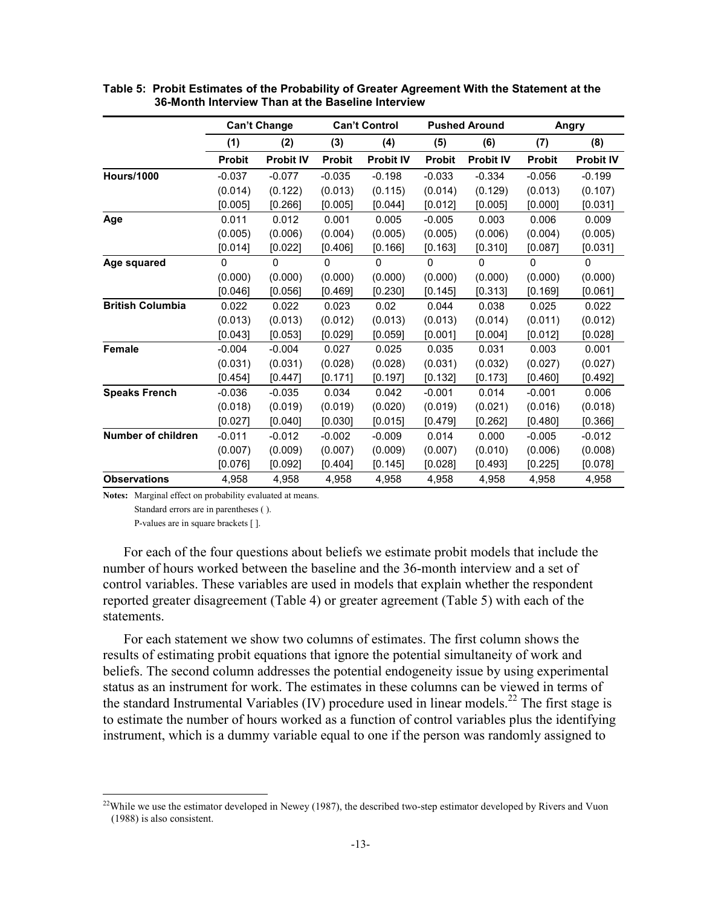**Table 5: Probit Estimates of the Probability of Greater Agreement With the Statement at the 36-Month Interview Than at the Baseline Interview**

| | Can't Change | | Can't Control | | Pushed Around | | Angry | |
|---|---|---|---|---|---|---|---|---|
| | (1) | (2) | (3) | (4) | (5) | (6) | (7) | (8) |
| | Probit | Probit IV | Probit | Probit IV | Probit | Probit IV | Probit | Probit IV |
| **Hours/1000** | -0.037 | -0.077 | -0.035 | -0.198 | -0.033 | -0.334 | -0.056 | -0.199 |
| | (0.014) | (0.122) | (0.013) | (0.115) | (0.014) | (0.129) | (0.013) | (0.107) |
| | [0.005] | [0.266] | [0.005] | [0.044] | [0.012] | [0.005] | [0.000] | [0.031] |
| **Age** | 0.011 | 0.012 | 0.001 | 0.005 | -0.005 | 0.003 | 0.006 | 0.009 |
| | (0.005) | (0.006) | (0.004) | (0.005) | (0.005) | (0.006) | (0.004) | (0.005) |
| | [0.014] | [0.022] | [0.406] | [0.166] | [0.163] | [0.310] | [0.087] | [0.031] |
| **Age squared** | 0 | 0 | 0 | 0 | 0 | 0 | 0 | 0 |
| | (0.000) | (0.000) | (0.000) | (0.000) | (0.000) | (0.000) | (0.000) | (0.000) |
| | [0.046] | [0.056] | [0.469] | [0.230] | [0.145] | [0.313] | [0.169] | [0.061] |
| **British Columbia** | 0.022 | 0.022 | 0.023 | 0.02 | 0.044 | 0.038 | 0.025 | 0.022 |
| | (0.013) | (0.013) | (0.012) | (0.013) | (0.013) | (0.014) | (0.011) | (0.012) |
| | [0.043] | [0.053] | [0.029] | [0.059] | [0.001] | [0.004] | [0.012] | [0.028] |
| **Female** | -0.004 | -0.004 | 0.027 | 0.025 | 0.035 | 0.031 | 0.003 | 0.001 |
| | (0.031) | (0.031) | (0.028) | (0.028) | (0.031) | (0.032) | (0.027) | (0.027) |
| | [0.454] | [0.447] | [0.171] | [0.197] | [0.132] | [0.173] | [0.460] | [0.492] |
| **Speaks French** | -0.036 | -0.035 | 0.034 | 0.042 | -0.001 | 0.014 | -0.001 | 0.006 |
| | (0.018) | (0.019) | (0.019) | (0.020) | (0.019) | (0.021) | (0.016) | (0.018) |
| | [0.027] | [0.040] | [0.030] | [0.015] | [0.479] | [0.262] | [0.480] | [0.366] |
| **Number of children** | -0.011 | -0.012 | -0.002 | -0.009 | 0.014 | 0.000 | -0.005 | -0.012 |
| | (0.007) | (0.009) | (0.007) | (0.009) | (0.007) | (0.010) | (0.006) | (0.008) |
| | [0.076] | [0.092] | [0.404] | [0.145] | [0.028] | [0.493] | [0.225] | [0.078] |
| **Observations** | 4,958 | 4,958 | 4,958 | 4,958 | 4,958 | 4,958 | 4,958 | 4,958 |

**Notes:** Marginal effect on probability evaluated at means.
Standard errors are in parentheses ( ).
P-values are in square brackets [ ].

For each of the four questions about beliefs we estimate probit models that include the number of hours worked between the baseline and the 36-month interview and a set of control variables. These variables are used in models that explain whether the respondent reported greater disagreement (Table 4) or greater agreement (Table 5) with each of the statements.

For each statement we show two columns of estimates. The first column shows the results of estimating probit equations that ignore the potential simultaneity of work and beliefs. The second column addresses the potential endogeneity issue by using experimental status as an instrument for work. The estimates in these columns can be viewed in terms of the standard Instrumental Variables (IV) procedure used in linear models.[22] The first stage is to estimate the number of hours worked as a function of control variables plus the identifying instrument, which is a dummy variable equal to one if the person was randomly assigned to

[22]While we use the estimator developed in Newey (1987), the described two-step estimator developed by Rivers and Vuon (1988) is also consistent.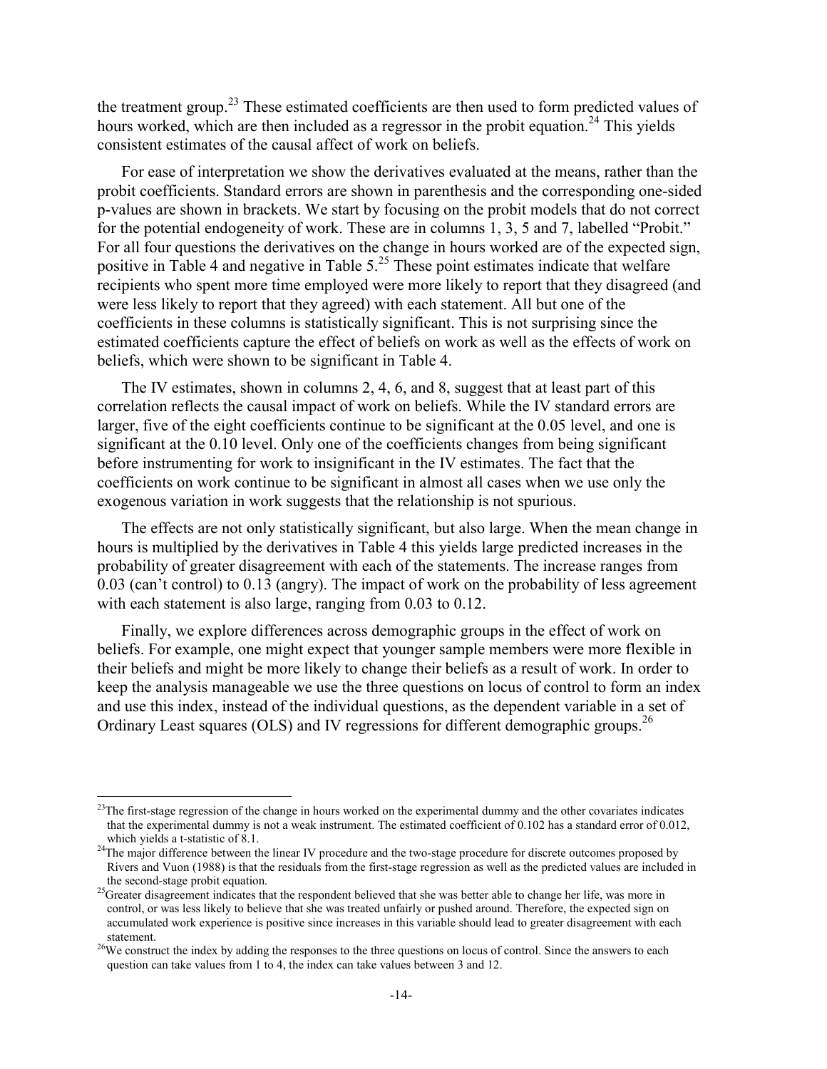the treatment group.[23] These estimated coefficients are then used to form predicted values of hours worked, which are then included as a regressor in the probit equation.[24] This yields consistent estimates of the causal affect of work on beliefs.

For ease of interpretation we show the derivatives evaluated at the means, rather than the probit coefficients. Standard errors are shown in parenthesis and the corresponding one-sided p-values are shown in brackets. We start by focusing on the probit models that do not correct for the potential endogeneity of work. These are in columns 1, 3, 5 and 7, labelled "Probit." For all four questions the derivatives on the change in hours worked are of the expected sign, positive in Table 4 and negative in Table 5.[25] These point estimates indicate that welfare recipients who spent more time employed were more likely to report that they disagreed (and were less likely to report that they agreed) with each statement. All but one of the coefficients in these columns is statistically significant. This is not surprising since the estimated coefficients capture the effect of beliefs on work as well as the effects of work on beliefs, which were shown to be significant in Table 4.

The IV estimates, shown in columns 2, 4, 6, and 8, suggest that at least part of this correlation reflects the causal impact of work on beliefs. While the IV standard errors are larger, five of the eight coefficients continue to be significant at the 0.05 level, and one is significant at the 0.10 level. Only one of the coefficients changes from being significant before instrumenting for work to insignificant in the IV estimates. The fact that the coefficients on work continue to be significant in almost all cases when we use only the exogenous variation in work suggests that the relationship is not spurious.

The effects are not only statistically significant, but also large. When the mean change in hours is multiplied by the derivatives in Table 4 this yields large predicted increases in the probability of greater disagreement with each of the statements. The increase ranges from 0.03 (can't control) to 0.13 (angry). The impact of work on the probability of less agreement with each statement is also large, ranging from 0.03 to 0.12.

Finally, we explore differences across demographic groups in the effect of work on beliefs. For example, one might expect that younger sample members were more flexible in their beliefs and might be more likely to change their beliefs as a result of work. In order to keep the analysis manageable we use the three questions on locus of control to form an index and use this index, instead of the individual questions, as the dependent variable in a set of Ordinary Least squares (OLS) and IV regressions for different demographic groups.[26]

---

[23] The first-stage regression of the change in hours worked on the experimental dummy and the other covariates indicates that the experimental dummy is not a weak instrument. The estimated coefficient of 0.102 has a standard error of 0.012, which yields a t-statistic of 8.1.

[24] The major difference between the linear IV procedure and the two-stage procedure for discrete outcomes proposed by Rivers and Vuon (1988) is that the residuals from the first-stage regression as well as the predicted values are included in the second-stage probit equation.

[25] Greater disagreement indicates that the respondent believed that she was better able to change her life, was more in control, or was less likely to believe that she was treated unfairly or pushed around. Therefore, the expected sign on accumulated work experience is positive since increases in this variable should lead to greater disagreement with each statement.

[26] We construct the index by adding the responses to the three questions on locus of control. Since the answers to each question can take values from 1 to 4, the index can take values between 3 and 12.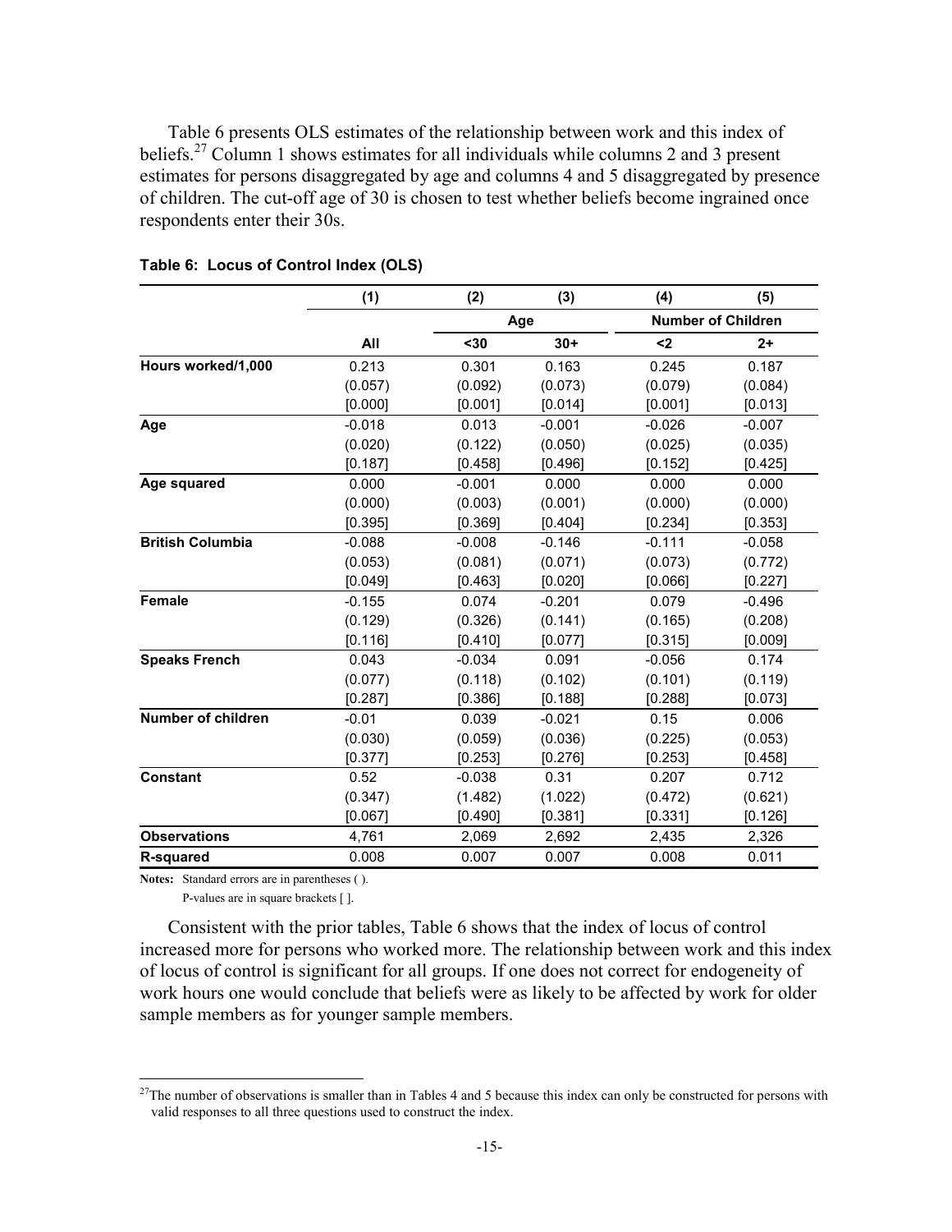Table 6 presents OLS estimates of the relationship between work and this index of beliefs.[27] Column 1 shows estimates for all individuals while columns 2 and 3 present estimates for persons disaggregated by age and columns 4 and 5 disaggregated by presence of children. The cut-off age of 30 is chosen to test whether beliefs become ingrained once respondents enter their 30s.

**Table 6: Locus of Control Index (OLS)**

| | (1) | (2) | (3) | (4) | (5) |
|---|---|---|---|---|---|
| | | Age | | Number of Children | |
| | **All** | **<30** | **30+** | **<2** | **2+** |
| **Hours worked/1,000** | 0.213 | 0.301 | 0.163 | 0.245 | 0.187 |
| | (0.057) | (0.092) | (0.073) | (0.079) | (0.084) |
| | [0.000] | [0.001] | [0.014] | [0.001] | [0.013] |
| **Age** | -0.018 | 0.013 | -0.001 | -0.026 | -0.007 |
| | (0.020) | (0.122) | (0.050) | (0.025) | (0.035) |
| | [0.187] | [0.458] | [0.496] | [0.152] | [0.425] |
| **Age squared** | 0.000 | -0.001 | 0.000 | 0.000 | 0.000 |
| | (0.000) | (0.003) | (0.001) | (0.000) | (0.000) |
| | [0.395] | [0.369] | [0.404] | [0.234] | [0.353] |
| **British Columbia** | -0.088 | -0.008 | -0.146 | -0.111 | -0.058 |
| | (0.053) | (0.081) | (0.071) | (0.073) | (0.772) |
| | [0.049] | [0.463] | [0.020] | [0.066] | [0.227] |
| **Female** | -0.155 | 0.074 | -0.201 | 0.079 | -0.496 |
| | (0.129) | (0.326) | (0.141) | (0.165) | (0.208) |
| | [0.116] | [0.410] | [0.077] | [0.315] | [0.009] |
| **Speaks French** | 0.043 | -0.034 | 0.091 | -0.056 | 0.174 |
| | (0.077) | (0.118) | (0.102) | (0.101) | (0.119) |
| | [0.287] | [0.386] | [0.188] | [0.288] | [0.073] |
| **Number of children** | -0.01 | 0.039 | -0.021 | 0.15 | 0.006 |
| | (0.030) | (0.059) | (0.036) | (0.225) | (0.053) |
| | [0.377] | [0.253] | [0.276] | [0.253] | [0.458] |
| **Constant** | 0.52 | -0.038 | 0.31 | 0.207 | 0.712 |
| | (0.347) | (1.482) | (1.022) | (0.472) | (0.621) |
| | [0.067] | [0.490] | [0.381] | [0.331] | [0.126] |
| **Observations** | 4,761 | 2,069 | 2,692 | 2,435 | 2,326 |
| **R-squared** | 0.008 | 0.007 | 0.007 | 0.008 | 0.011 |

**Notes:** Standard errors are in parentheses ( ).
P-values are in square brackets [ ].

Consistent with the prior tables, Table 6 shows that the index of locus of control increased more for persons who worked more. The relationship between work and this index of locus of control is significant for all groups. If one does not correct for endogeneity of work hours one would conclude that beliefs were as likely to be affected by work for older sample members as for younger sample members.

[27] The number of observations is smaller than in Tables 4 and 5 because this index can only be constructed for persons with valid responses to all three questions used to construct the index.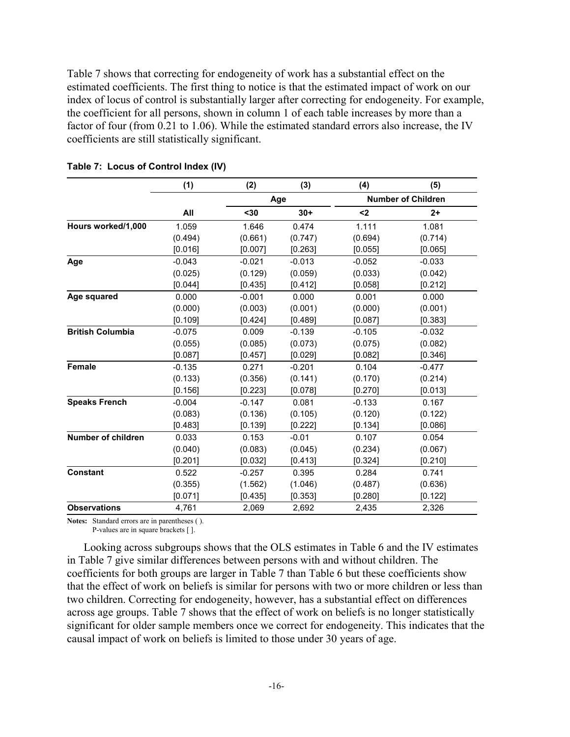Table 7 shows that correcting for endogeneity of work has a substantial effect on the estimated coefficients. The first thing to notice is that the estimated impact of work on our index of locus of control is substantially larger after correcting for endogeneity. For example, the coefficient for all persons, shown in column 1 of each table increases by more than a factor of four (from 0.21 to 1.06). While the estimated standard errors also increase, the IV coefficients are still statistically significant.

**Table 7: Locus of Control Index (IV)**

| | (1) | (2) | (3) | (4) | (5) |
|---|---|---|---|---|---|
| | | Age | | Number of Children | |
| | All | <30 | 30+ | <2 | 2+ |
| **Hours worked/1,000** | 1.059 | 1.646 | 0.474 | 1.111 | 1.081 |
| | (0.494) | (0.661) | (0.747) | (0.694) | (0.714) |
| | [0.016] | [0.007] | [0.263] | [0.055] | [0.065] |
| **Age** | -0.043 | -0.021 | -0.013 | -0.052 | -0.033 |
| | (0.025) | (0.129) | (0.059) | (0.033) | (0.042) |
| | [0.044] | [0.435] | [0.412] | [0.058] | [0.212] |
| **Age squared** | 0.000 | -0.001 | 0.000 | 0.001 | 0.000 |
| | (0.000) | (0.003) | (0.001) | (0.000) | (0.001) |
| | [0.109] | [0.424] | [0.489] | [0.087] | [0.383] |
| **British Columbia** | -0.075 | 0.009 | -0.139 | -0.105 | -0.032 |
| | (0.055) | (0.085) | (0.073) | (0.075) | (0.082) |
| | [0.087] | [0.457] | [0.029] | [0.082] | [0.346] |
| **Female** | -0.135 | 0.271 | -0.201 | 0.104 | -0.477 |
| | (0.133) | (0.356) | (0.141) | (0.170) | (0.214) |
| | [0.156] | [0.223] | [0.078] | [0.270] | [0.013] |
| **Speaks French** | -0.004 | -0.147 | 0.081 | -0.133 | 0.167 |
| | (0.083) | (0.136) | (0.105) | (0.120) | (0.122) |
| | [0.483] | [0.139] | [0.222] | [0.134] | [0.086] |
| **Number of children** | 0.033 | 0.153 | -0.01 | 0.107 | 0.054 |
| | (0.040) | (0.083) | (0.045) | (0.234) | (0.067) |
| | [0.201] | [0.032] | [0.413] | [0.324] | [0.210] |
| **Constant** | 0.522 | -0.257 | 0.395 | 0.284 | 0.741 |
| | (0.355) | (1.562) | (1.046) | (0.487) | (0.636) |
| | [0.071] | [0.435] | [0.353] | [0.280] | [0.122] |
| **Observations** | 4,761 | 2,069 | 2,692 | 2,435 | 2,326 |

**Notes:** Standard errors are in parentheses ( ).
P-values are in square brackets [ ].

Looking across subgroups shows that the OLS estimates in Table 6 and the IV estimates in Table 7 give similar differences between persons with and without children. The coefficients for both groups are larger in Table 7 than Table 6 but these coefficients show that the effect of work on beliefs is similar for persons with two or more children or less than two children. Correcting for endogeneity, however, has a substantial effect on differences across age groups. Table 7 shows that the effect of work on beliefs is no longer statistically significant for older sample members once we correct for endogeneity. This indicates that the causal impact of work on beliefs is limited to those under 30 years of age.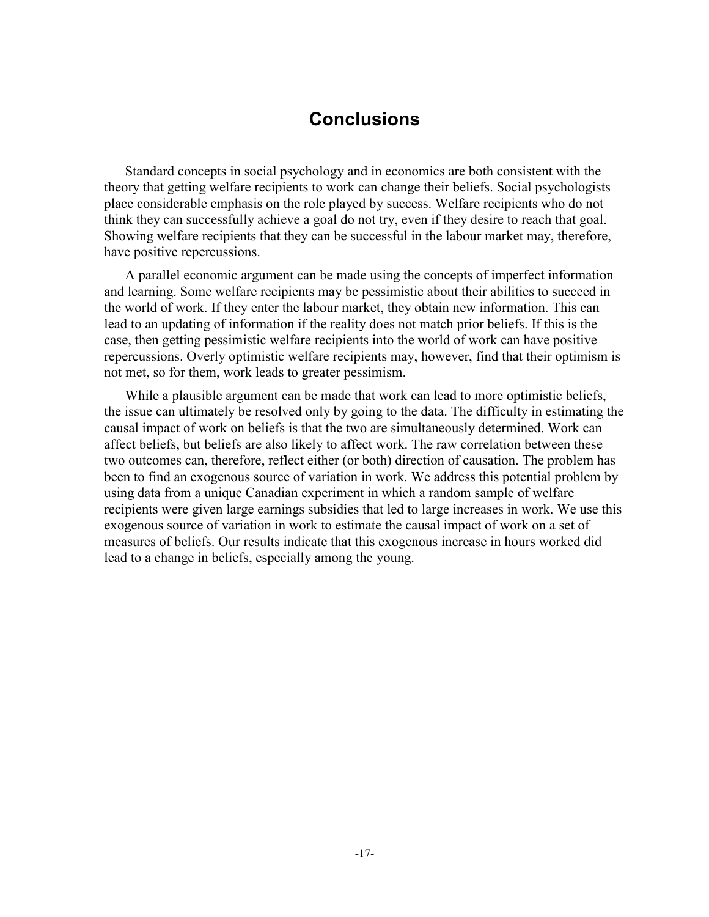# Conclusions

Standard concepts in social psychology and in economics are both consistent with the theory that getting welfare recipients to work can change their beliefs. Social psychologists place considerable emphasis on the role played by success. Welfare recipients who do not think they can successfully achieve a goal do not try, even if they desire to reach that goal. Showing welfare recipients that they can be successful in the labour market may, therefore, have positive repercussions.

A parallel economic argument can be made using the concepts of imperfect information and learning. Some welfare recipients may be pessimistic about their abilities to succeed in the world of work. If they enter the labour market, they obtain new information. This can lead to an updating of information if the reality does not match prior beliefs. If this is the case, then getting pessimistic welfare recipients into the world of work can have positive repercussions. Overly optimistic welfare recipients may, however, find that their optimism is not met, so for them, work leads to greater pessimism.

While a plausible argument can be made that work can lead to more optimistic beliefs, the issue can ultimately be resolved only by going to the data. The difficulty in estimating the causal impact of work on beliefs is that the two are simultaneously determined. Work can affect beliefs, but beliefs are also likely to affect work. The raw correlation between these two outcomes can, therefore, reflect either (or both) direction of causation. The problem has been to find an exogenous source of variation in work. We address this potential problem by using data from a unique Canadian experiment in which a random sample of welfare recipients were given large earnings subsidies that led to large increases in work. We use this exogenous source of variation in work to estimate the causal impact of work on a set of measures of beliefs. Our results indicate that this exogenous increase in hours worked did lead to a change in beliefs, especially among the young.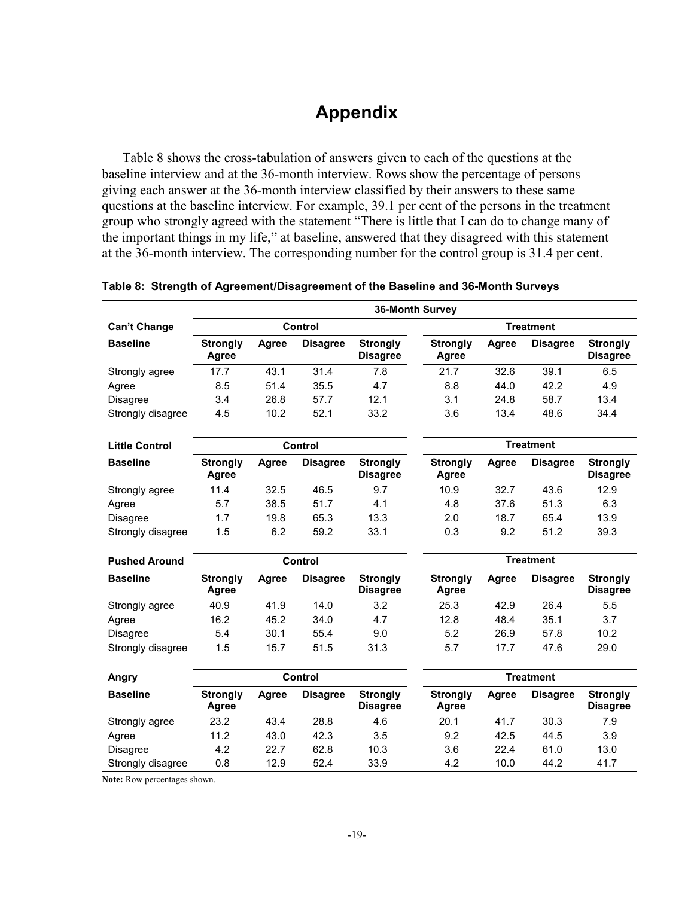# Appendix

Table 8 shows the cross-tabulation of answers given to each of the questions at the baseline interview and at the 36-month interview. Rows show the percentage of persons giving each answer at the 36-month interview classified by their answers to these same questions at the baseline interview. For example, 39.1 per cent of the persons in the treatment group who strongly agreed with the statement "There is little that I can do to change many of the important things in my life," at baseline, answered that they disagreed with this statement at the 36-month interview. The corresponding number for the control group is 31.4 per cent.

**Table 8: Strength of Agreement/Disagreement of the Baseline and 36-Month Surveys**

| | 36-Month Survey | | | | | | | |
|---|---|---|---|---|---|---|---|---|
| **Can't Change** | **Control** | | | | **Treatment** | | | |
| **Baseline** | **Strongly Agree** | **Agree** | **Disagree** | **Strongly Disagree** | **Strongly Agree** | **Agree** | **Disagree** | **Strongly Disagree** |
| Strongly agree | 17.7 | 43.1 | 31.4 | 7.8 | 21.7 | 32.6 | 39.1 | 6.5 |
| Agree | 8.5 | 51.4 | 35.5 | 4.7 | 8.8 | 44.0 | 42.2 | 4.9 |
| Disagree | 3.4 | 26.8 | 57.7 | 12.1 | 3.1 | 24.8 | 58.7 | 13.4 |
| Strongly disagree | 4.5 | 10.2 | 52.1 | 33.2 | 3.6 | 13.4 | 48.6 | 34.4 |
| **Little Control** | **Control** | | | | **Treatment** | | | |
| **Baseline** | **Strongly Agree** | **Agree** | **Disagree** | **Strongly Disagree** | **Strongly Agree** | **Agree** | **Disagree** | **Strongly Disagree** |
| Strongly agree | 11.4 | 32.5 | 46.5 | 9.7 | 10.9 | 32.7 | 43.6 | 12.9 |
| Agree | 5.7 | 38.5 | 51.7 | 4.1 | 4.8 | 37.6 | 51.3 | 6.3 |
| Disagree | 1.7 | 19.8 | 65.3 | 13.3 | 2.0 | 18.7 | 65.4 | 13.9 |
| Strongly disagree | 1.5 | 6.2 | 59.2 | 33.1 | 0.3 | 9.2 | 51.2 | 39.3 |
| **Pushed Around** | **Control** | | | | **Treatment** | | | |
| **Baseline** | **Strongly Agree** | **Agree** | **Disagree** | **Strongly Disagree** | **Strongly Agree** | **Agree** | **Disagree** | **Strongly Disagree** |
| Strongly agree | 40.9 | 41.9 | 14.0 | 3.2 | 25.3 | 42.9 | 26.4 | 5.5 |
| Agree | 16.2 | 45.2 | 34.0 | 4.7 | 12.8 | 48.4 | 35.1 | 3.7 |
| Disagree | 5.4 | 30.1 | 55.4 | 9.0 | 5.2 | 26.9 | 57.8 | 10.2 |
| Strongly disagree | 1.5 | 15.7 | 51.5 | 31.3 | 5.7 | 17.7 | 47.6 | 29.0 |
| **Angry** | **Control** | | | | **Treatment** | | | |
| **Baseline** | **Strongly Agree** | **Agree** | **Disagree** | **Strongly Disagree** | **Strongly Agree** | **Agree** | **Disagree** | **Strongly Disagree** |
| Strongly agree | 23.2 | 43.4 | 28.8 | 4.6 | 20.1 | 41.7 | 30.3 | 7.9 |
| Agree | 11.2 | 43.0 | 42.3 | 3.5 | 9.2 | 42.5 | 44.5 | 3.9 |
| Disagree | 4.2 | 22.7 | 62.8 | 10.3 | 3.6 | 22.4 | 61.0 | 13.0 |
| Strongly disagree | 0.8 | 12.9 | 52.4 | 33.9 | 4.2 | 10.0 | 44.2 | 41.7 |

**Note:** Row percentages shown.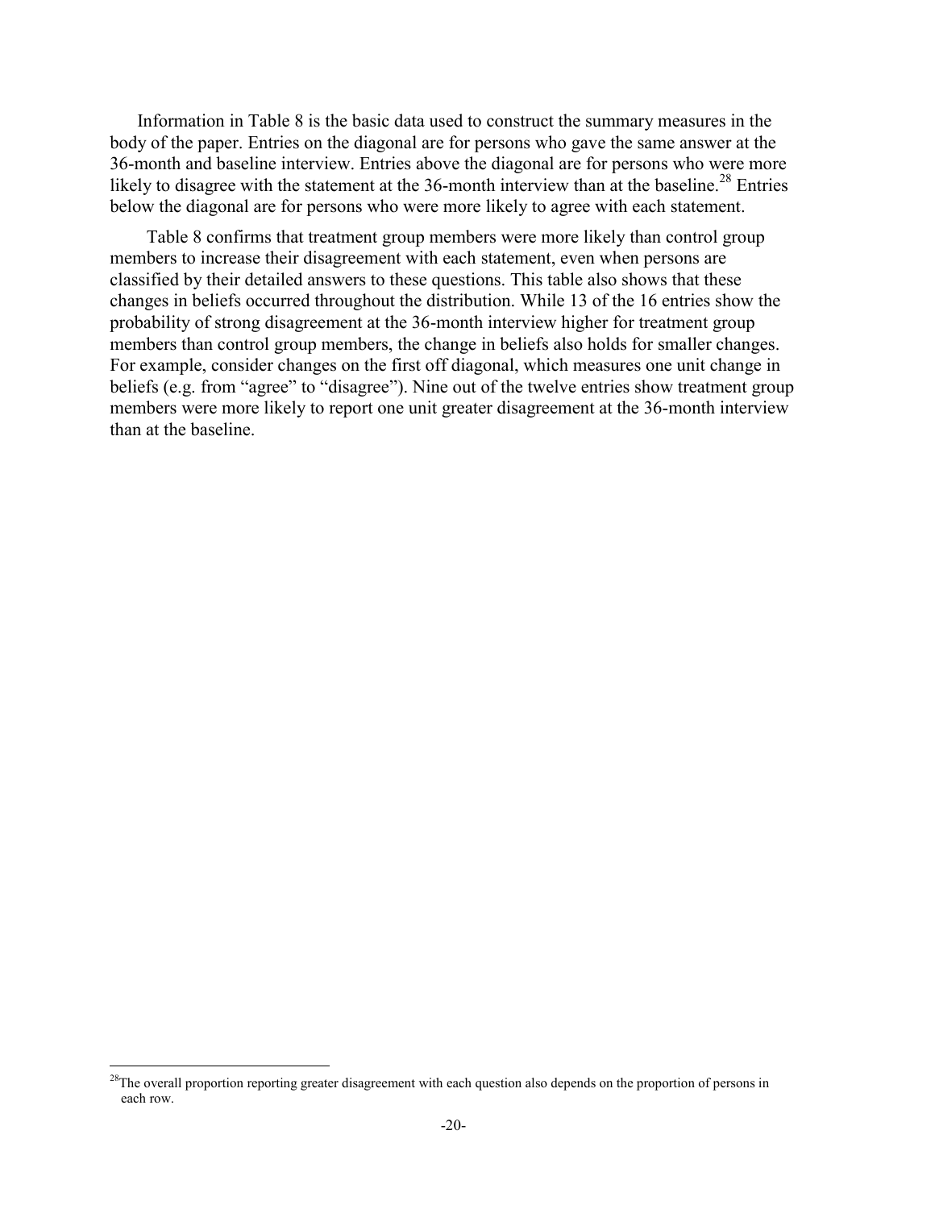Information in Table 8 is the basic data used to construct the summary measures in the body of the paper. Entries on the diagonal are for persons who gave the same answer at the 36-month and baseline interview. Entries above the diagonal are for persons who were more likely to disagree with the statement at the 36-month interview than at the baseline.[28] Entries below the diagonal are for persons who were more likely to agree with each statement.

Table 8 confirms that treatment group members were more likely than control group members to increase their disagreement with each statement, even when persons are classified by their detailed answers to these questions. This table also shows that these changes in beliefs occurred throughout the distribution. While 13 of the 16 entries show the probability of strong disagreement at the 36-month interview higher for treatment group members than control group members, the change in beliefs also holds for smaller changes. For example, consider changes on the first off diagonal, which measures one unit change in beliefs (e.g. from "agree" to "disagree"). Nine out of the twelve entries show treatment group members were more likely to report one unit greater disagreement at the 36-month interview than at the baseline.

[28] The overall proportion reporting greater disagreement with each question also depends on the proportion of persons in each row.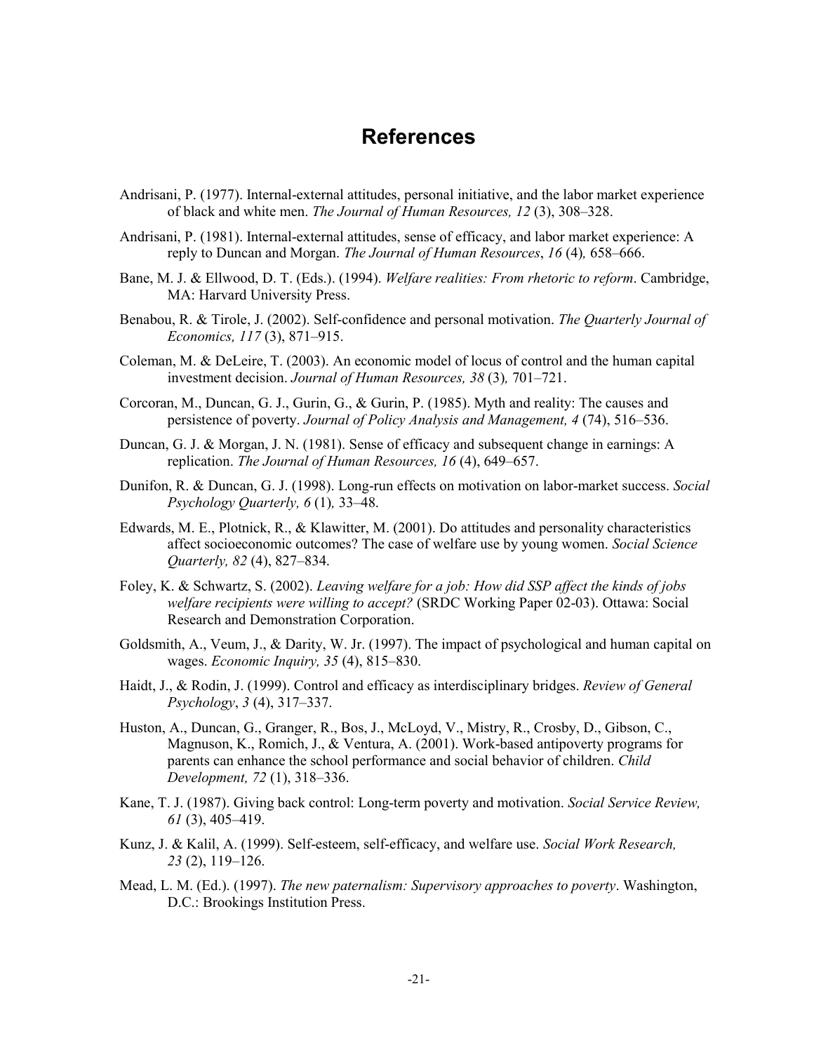# References

Andrisani, P. (1977). Internal-external attitudes, personal initiative, and the labor market experience of black and white men. *The Journal of Human Resources, 12* (3), 308–328.

Andrisani, P. (1981). Internal-external attitudes, sense of efficacy, and labor market experience: A reply to Duncan and Morgan. *The Journal of Human Resources*, *16* (4)*,* 658–666.

Bane, M. J. & Ellwood, D. T. (Eds.). (1994). *Welfare realities: From rhetoric to reform*. Cambridge, MA: Harvard University Press.

Benabou, R. & Tirole, J. (2002). Self-confidence and personal motivation. *The Quarterly Journal of Economics, 117* (3), 871–915.

Coleman, M. & DeLeire, T. (2003). An economic model of locus of control and the human capital investment decision. *Journal of Human Resources, 38* (3)*,* 701–721.

Corcoran, M., Duncan, G. J., Gurin, G., & Gurin, P. (1985). Myth and reality: The causes and persistence of poverty. *Journal of Policy Analysis and Management, 4* (74), 516–536.

Duncan, G. J. & Morgan, J. N. (1981). Sense of efficacy and subsequent change in earnings: A replication. *The Journal of Human Resources, 16* (4), 649–657.

Dunifon, R. & Duncan, G. J. (1998). Long-run effects on motivation on labor-market success. *Social Psychology Quarterly, 6* (1)*,* 33–48.

Edwards, M. E., Plotnick, R., & Klawitter, M. (2001). Do attitudes and personality characteristics affect socioeconomic outcomes? The case of welfare use by young women. *Social Science Quarterly, 82* (4), 827–834.

Foley, K. & Schwartz, S. (2002). *Leaving welfare for a job: How did SSP affect the kinds of jobs welfare recipients were willing to accept?* (SRDC Working Paper 02-03). Ottawa: Social Research and Demonstration Corporation.

Goldsmith, A., Veum, J., & Darity, W. Jr. (1997). The impact of psychological and human capital on wages. *Economic Inquiry, 35* (4), 815–830.

Haidt, J., & Rodin, J. (1999). Control and efficacy as interdisciplinary bridges. *Review of General Psychology*, *3* (4), 317–337.

Huston, A., Duncan, G., Granger, R., Bos, J., McLoyd, V., Mistry, R., Crosby, D., Gibson, C., Magnuson, K., Romich, J., & Ventura, A. (2001). Work-based antipoverty programs for parents can enhance the school performance and social behavior of children. *Child Development, 72* (1), 318–336.

Kane, T. J. (1987). Giving back control: Long-term poverty and motivation. *Social Service Review, 61* (3), 405–419.

Kunz, J. & Kalil, A. (1999). Self-esteem, self-efficacy, and welfare use. *Social Work Research, 23* (2), 119–126.

Mead, L. M. (Ed.). (1997). *The new paternalism: Supervisory approaches to poverty*. Washington, D.C.: Brookings Institution Press.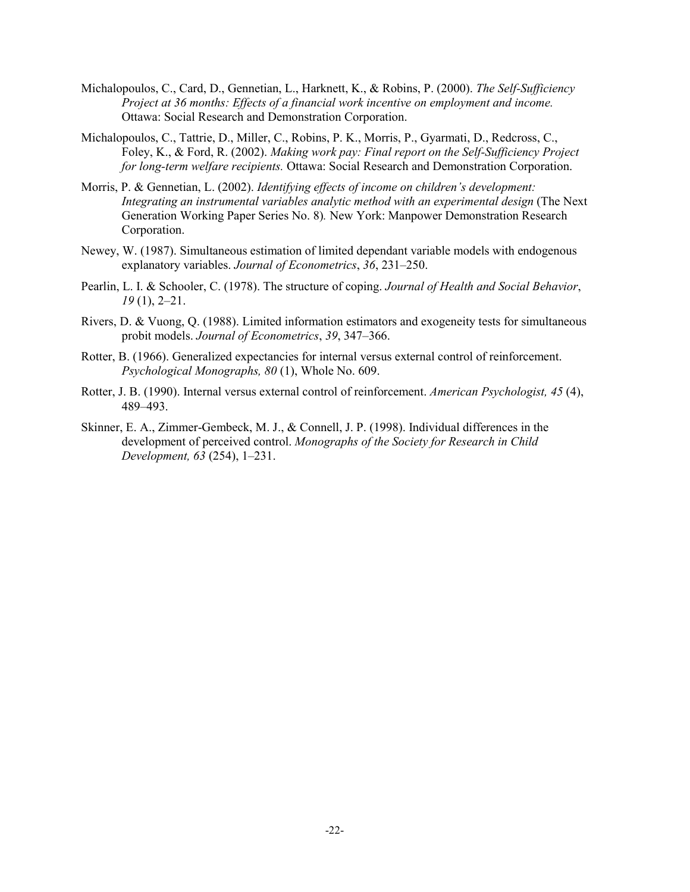Michalopoulos, C., Card, D., Gennetian, L., Harknett, K., & Robins, P. (2000). *The Self-Sufficiency Project at 36 months: Effects of a financial work incentive on employment and income.* Ottawa: Social Research and Demonstration Corporation.

Michalopoulos, C., Tattrie, D., Miller, C., Robins, P. K., Morris, P., Gyarmati, D., Redcross, C., Foley, K., & Ford, R. (2002). *Making work pay: Final report on the Self-Sufficiency Project for long-term welfare recipients.* Ottawa: Social Research and Demonstration Corporation.

Morris, P. & Gennetian, L. (2002). *Identifying effects of income on children's development: Integrating an instrumental variables analytic method with an experimental design* (The Next Generation Working Paper Series No. 8)*.* New York: Manpower Demonstration Research Corporation.

Newey, W. (1987). Simultaneous estimation of limited dependant variable models with endogenous explanatory variables. *Journal of Econometrics*, *36*, 231–250.

Pearlin, L. I. & Schooler, C. (1978). The structure of coping. *Journal of Health and Social Behavior*, *19* (1), 2–21.

Rivers, D. & Vuong, Q. (1988). Limited information estimators and exogeneity tests for simultaneous probit models. *Journal of Econometrics*, *39*, 347–366.

Rotter, B. (1966). Generalized expectancies for internal versus external control of reinforcement. *Psychological Monographs, 80* (1), Whole No. 609.

Rotter, J. B. (1990). Internal versus external control of reinforcement. *American Psychologist, 45* (4), 489–493.

Skinner, E. A., Zimmer-Gembeck, M. J., & Connell, J. P. (1998). Individual differences in the development of perceived control. *Monographs of the Society for Research in Child Development, 63* (254), 1–231.